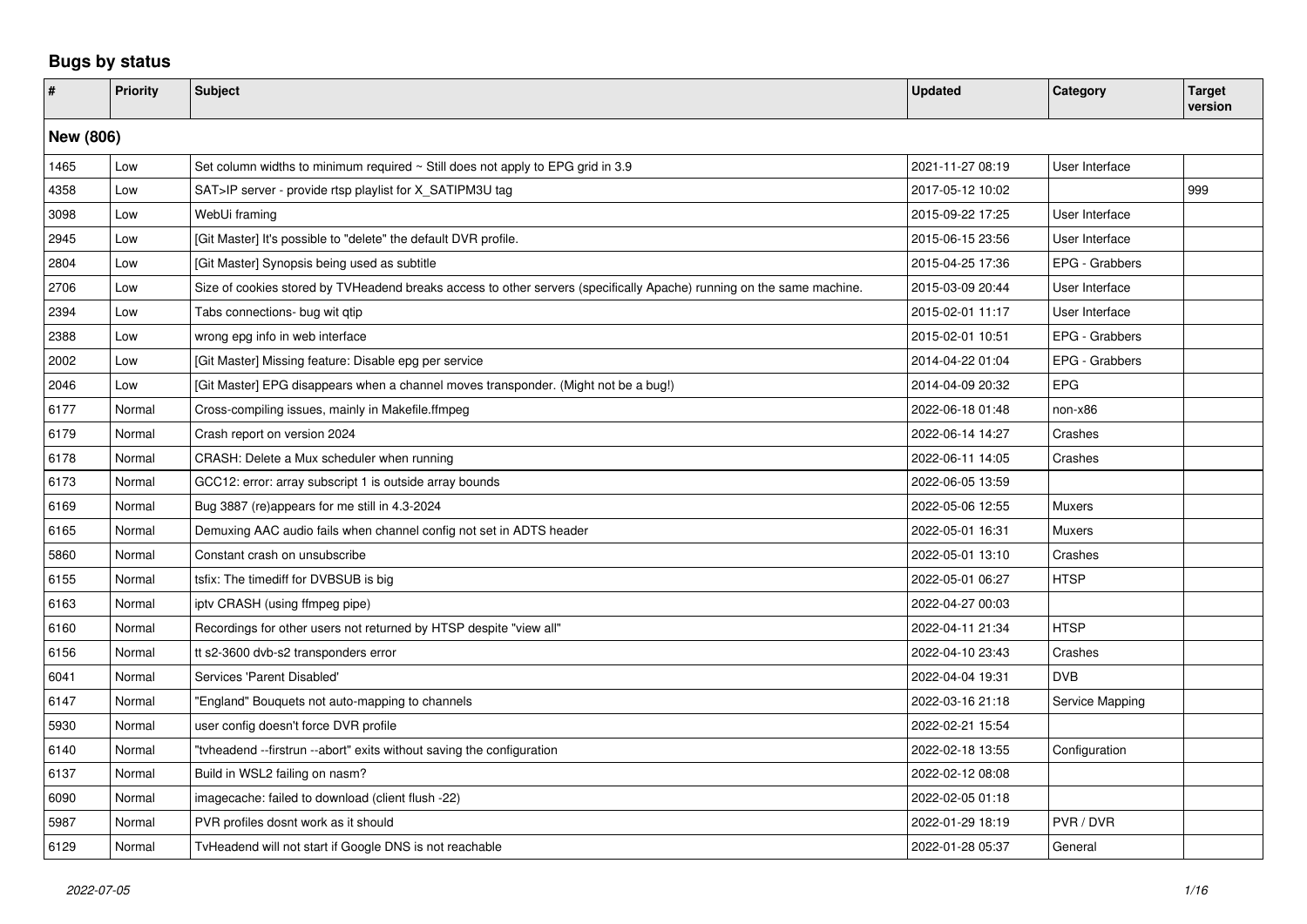# Bugs by status

| # | Priority | Subject | Updated | Category | Target version |
|---|---|---|---|---|---|
| **New (806)** | | | | | |
| 1465 | Low | Set column widths to minimum required ~ Still does not apply to EPG grid in 3.9 | 2021-11-27 08:19 | User Interface | |
| 4358 | Low | SAT>IP server - provide rtsp playlist for X_SATIPM3U tag | 2017-05-12 10:02 | | 999 |
| 3098 | Low | WebUi framing | 2015-09-22 17:25 | User Interface | |
| 2945 | Low | [Git Master] It's possible to "delete" the default DVR profile. | 2015-06-15 23:56 | User Interface | |
| 2804 | Low | [Git Master] Synopsis being used as subtitle | 2015-04-25 17:36 | EPG - Grabbers | |
| 2706 | Low | Size of cookies stored by TVHeadend breaks access to other servers (specifically Apache) running on the same machine. | 2015-03-09 20:44 | User Interface | |
| 2394 | Low | Tabs connections- bug wit qtip | 2015-02-01 11:17 | User Interface | |
| 2388 | Low | wrong epg info in web interface | 2015-02-01 10:51 | EPG - Grabbers | |
| 2002 | Low | [Git Master] Missing feature: Disable epg per service | 2014-04-22 01:04 | EPG - Grabbers | |
| 2046 | Low | [Git Master] EPG disappears when a channel moves transponder. (Might not be a bug!) | 2014-04-09 20:32 | EPG | |
| 6177 | Normal | Cross-compiling issues, mainly in Makefile.ffmpeg | 2022-06-18 01:48 | non-x86 | |
| 6179 | Normal | Crash report on version 2024 | 2022-06-14 14:27 | Crashes | |
| 6178 | Normal | CRASH: Delete a Mux scheduler when running | 2022-06-11 14:05 | Crashes | |
| 6173 | Normal | GCC12: error: array subscript 1 is outside array bounds | 2022-06-05 13:59 | | |
| 6169 | Normal | Bug 3887 (re)appears for me still in 4.3-2024 | 2022-05-06 12:55 | Muxers | |
| 6165 | Normal | Demuxing AAC audio fails when channel config not set in ADTS header | 2022-05-01 16:31 | Muxers | |
| 5860 | Normal | Constant crash on unsubscribe | 2022-05-01 13:10 | Crashes | |
| 6155 | Normal | tsfix: The timediff for DVBSUB is big | 2022-05-01 06:27 | HTSP | |
| 6163 | Normal | iptv CRASH (using ffmpeg pipe) | 2022-04-27 00:03 | | |
| 6160 | Normal | Recordings for other users not returned by HTSP despite "view all" | 2022-04-11 21:34 | HTSP | |
| 6156 | Normal | tt s2-3600 dvb-s2 transponders error | 2022-04-10 23:43 | Crashes | |
| 6041 | Normal | Services 'Parent Disabled' | 2022-04-04 19:31 | DVB | |
| 6147 | Normal | "England" Bouquets not auto-mapping to channels | 2022-03-16 21:18 | Service Mapping | |
| 5930 | Normal | user config doesn't force DVR profile | 2022-02-21 15:54 | | |
| 6140 | Normal | "tvheadend --firstrun --abort" exits without saving the configuration | 2022-02-18 13:55 | Configuration | |
| 6137 | Normal | Build in WSL2 failing on nasm? | 2022-02-12 08:08 | | |
| 6090 | Normal | imagecache: failed to download (client flush -22) | 2022-02-05 01:18 | | |
| 5987 | Normal | PVR profiles dosnt work as it should | 2022-01-29 18:19 | PVR / DVR | |
| 6129 | Normal | TvHeadend will not start if Google DNS is not reachable | 2022-01-28 05:37 | General | |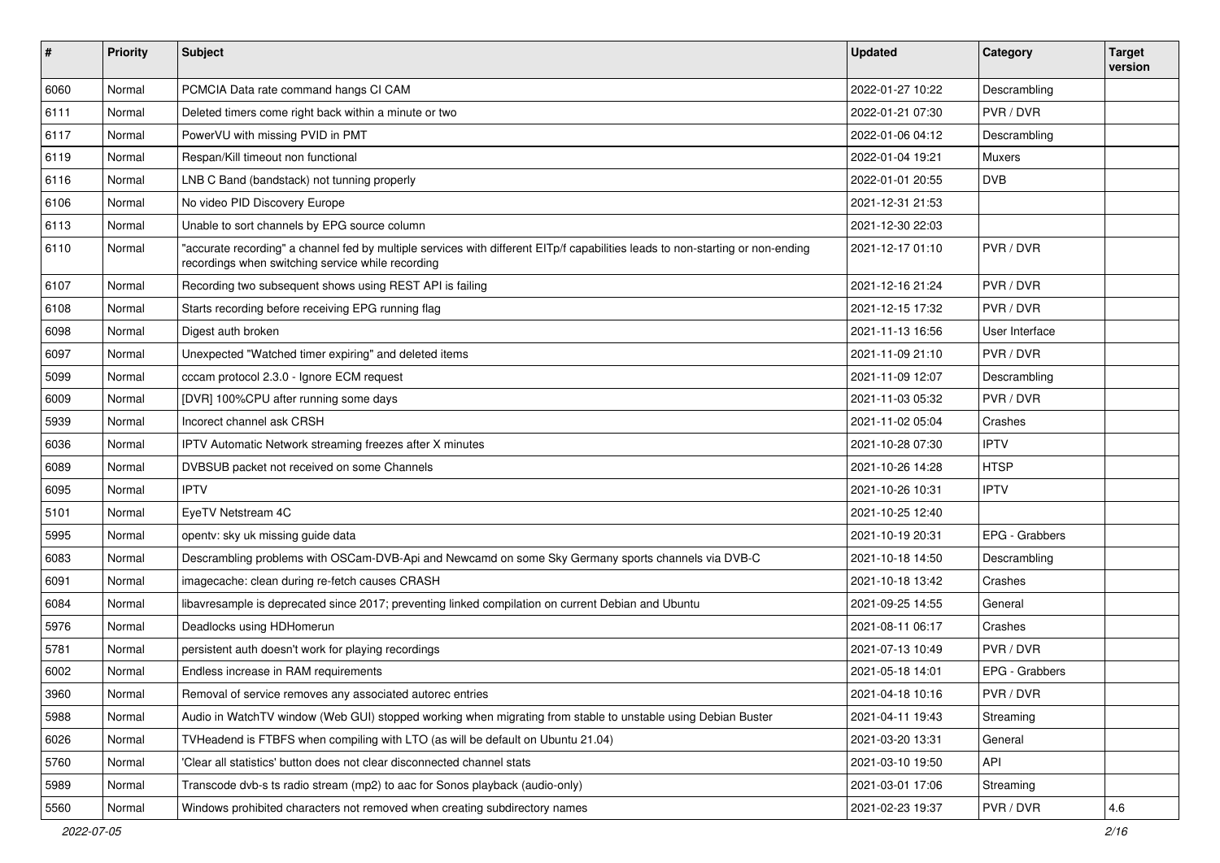| # | Priority | Subject | Updated | Category | Target version |
|---|---|---|---|---|---|
| 6060 | Normal | PCMCIA Data rate command hangs CI CAM | 2022-01-27 10:22 | Descrambling | |
| 6111 | Normal | Deleted timers come right back within a minute or two | 2022-01-21 07:30 | PVR / DVR | |
| 6117 | Normal | PowerVU with missing PVID in PMT | 2022-01-06 04:12 | Descrambling | |
| 6119 | Normal | Respan/Kill timeout non functional | 2022-01-04 19:21 | Muxers | |
| 6116 | Normal | LNB C Band (bandstack) not tunning properly | 2022-01-01 20:55 | DVB | |
| 6106 | Normal | No video PID Discovery Europe | 2021-12-31 21:53 | | |
| 6113 | Normal | Unable to sort channels by EPG source column | 2021-12-30 22:03 | | |
| 6110 | Normal | "accurate recording" a channel fed by multiple services with different EITp/f capabilities leads to non-starting or non-ending recordings when switching service while recording | 2021-12-17 01:10 | PVR / DVR | |
| 6107 | Normal | Recording two subsequent shows using REST API is failing | 2021-12-16 21:24 | PVR / DVR | |
| 6108 | Normal | Starts recording before receiving EPG running flag | 2021-12-15 17:32 | PVR / DVR | |
| 6098 | Normal | Digest auth broken | 2021-11-13 16:56 | User Interface | |
| 6097 | Normal | Unexpected "Watched timer expiring" and deleted items | 2021-11-09 21:10 | PVR / DVR | |
| 5099 | Normal | cccam protocol 2.3.0 - Ignore ECM request | 2021-11-09 12:07 | Descrambling | |
| 6009 | Normal | [DVR] 100%CPU after running some days | 2021-11-03 05:32 | PVR / DVR | |
| 5939 | Normal | Incorect channel ask CRSH | 2021-11-02 05:04 | Crashes | |
| 6036 | Normal | IPTV Automatic Network streaming freezes after X minutes | 2021-10-28 07:30 | IPTV | |
| 6089 | Normal | DVBSUB packet not received on some Channels | 2021-10-26 14:28 | HTSP | |
| 6095 | Normal | IPTV | 2021-10-26 10:31 | IPTV | |
| 5101 | Normal | EyeTV Netstream 4C | 2021-10-25 12:40 | | |
| 5995 | Normal | opentv: sky uk missing guide data | 2021-10-19 20:31 | EPG - Grabbers | |
| 6083 | Normal | Descrambling problems with OSCam-DVB-Api and Newcamd on some Sky Germany sports channels via DVB-C | 2021-10-18 14:50 | Descrambling | |
| 6091 | Normal | imagecache: clean during re-fetch causes CRASH | 2021-10-18 13:42 | Crashes | |
| 6084 | Normal | libavresample is deprecated since 2017; preventing linked compilation on current Debian and Ubuntu | 2021-09-25 14:55 | General | |
| 5976 | Normal | Deadlocks using HDHomerun | 2021-08-11 06:17 | Crashes | |
| 5781 | Normal | persistent auth doesn't work for playing recordings | 2021-07-13 10:49 | PVR / DVR | |
| 6002 | Normal | Endless increase in RAM requirements | 2021-05-18 14:01 | EPG - Grabbers | |
| 3960 | Normal | Removal of service removes any associated autorec entries | 2021-04-18 10:16 | PVR / DVR | |
| 5988 | Normal | Audio in WatchTV window (Web GUI) stopped working when migrating from stable to unstable using Debian Buster | 2021-04-11 19:43 | Streaming | |
| 6026 | Normal | TVHeadend is FTBFS when compiling with LTO (as will be default on Ubuntu 21.04) | 2021-03-20 13:31 | General | |
| 5760 | Normal | 'Clear all statistics' button does not clear disconnected channel stats | 2021-03-10 19:50 | API | |
| 5989 | Normal | Transcode dvb-s ts radio stream (mp2) to aac for Sonos playback (audio-only) | 2021-03-01 17:06 | Streaming | |
| 5560 | Normal | Windows prohibited characters not removed when creating subdirectory names | 2021-02-23 19:37 | PVR / DVR | 4.6 |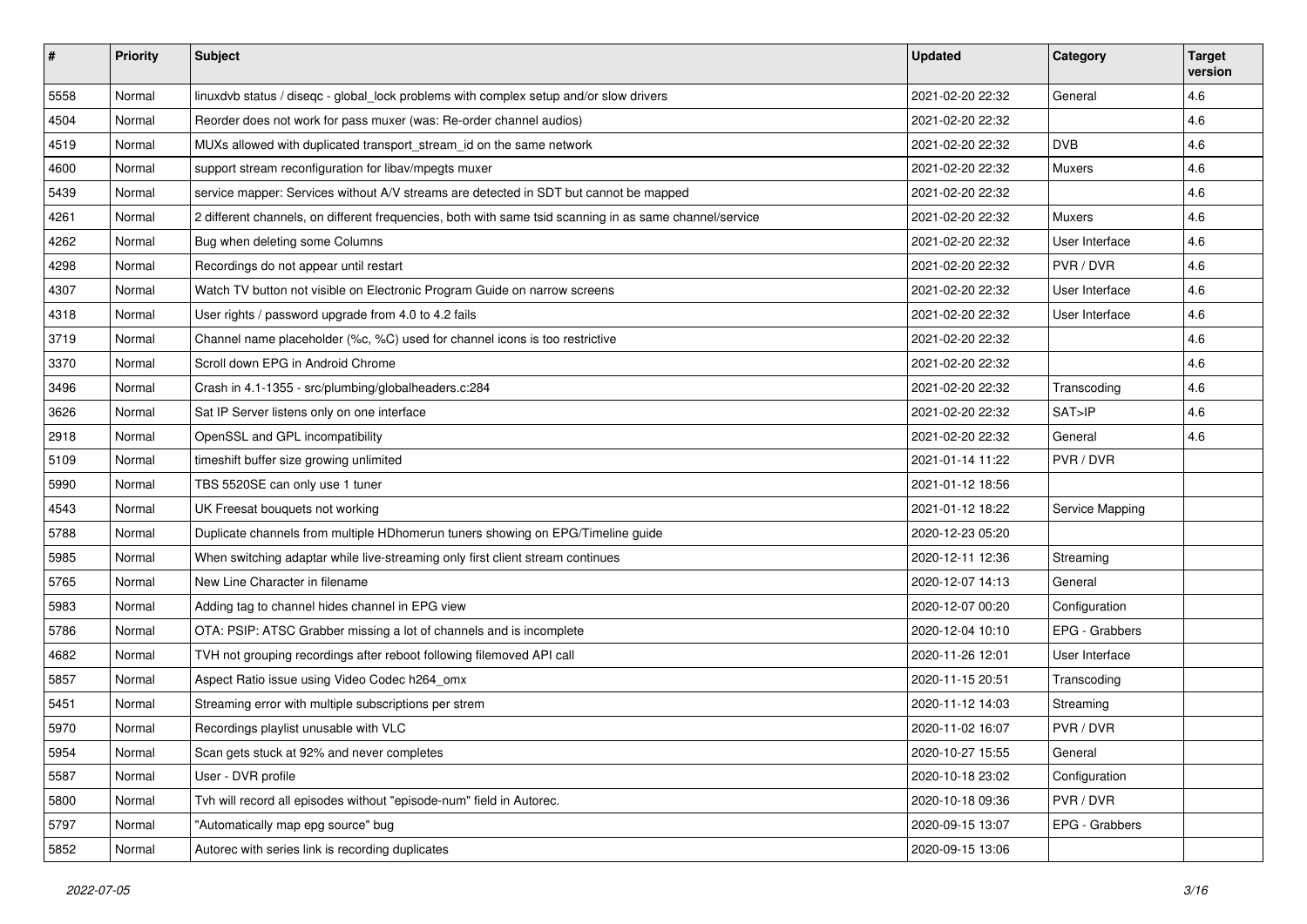| # | Priority | Subject | Updated | Category | Target version |
|---|---|---|---|---|---|
| 5558 | Normal | linuxdvb status / diseqc - global_lock problems with complex setup and/or slow drivers | 2021-02-20 22:32 | General | 4.6 |
| 4504 | Normal | Reorder does not work for pass muxer (was: Re-order channel audios) | 2021-02-20 22:32 | | 4.6 |
| 4519 | Normal | MUXs allowed with duplicated transport_stream_id on the same network | 2021-02-20 22:32 | DVB | 4.6 |
| 4600 | Normal | support stream reconfiguration for libav/mpegts muxer | 2021-02-20 22:32 | Muxers | 4.6 |
| 5439 | Normal | service mapper: Services without A/V streams are detected in SDT but cannot be mapped | 2021-02-20 22:32 | | 4.6 |
| 4261 | Normal | 2 different channels, on different frequencies, both with same tsid scanning in as same channel/service | 2021-02-20 22:32 | Muxers | 4.6 |
| 4262 | Normal | Bug when deleting some Columns | 2021-02-20 22:32 | User Interface | 4.6 |
| 4298 | Normal | Recordings do not appear until restart | 2021-02-20 22:32 | PVR / DVR | 4.6 |
| 4307 | Normal | Watch TV button not visible on Electronic Program Guide on narrow screens | 2021-02-20 22:32 | User Interface | 4.6 |
| 4318 | Normal | User rights / password upgrade from 4.0 to 4.2 fails | 2021-02-20 22:32 | User Interface | 4.6 |
| 3719 | Normal | Channel name placeholder (%c, %C) used for channel icons is too restrictive | 2021-02-20 22:32 | | 4.6 |
| 3370 | Normal | Scroll down EPG in Android Chrome | 2021-02-20 22:32 | | 4.6 |
| 3496 | Normal | Crash in 4.1-1355 - src/plumbing/globalheaders.c:284 | 2021-02-20 22:32 | Transcoding | 4.6 |
| 3626 | Normal | Sat IP Server listens only on one interface | 2021-02-20 22:32 | SAT>IP | 4.6 |
| 2918 | Normal | OpenSSL and GPL incompatibility | 2021-02-20 22:32 | General | 4.6 |
| 5109 | Normal | timeshift buffer size growing unlimited | 2021-01-14 11:22 | PVR / DVR | |
| 5990 | Normal | TBS 5520SE can only use 1 tuner | 2021-01-12 18:56 | | |
| 4543 | Normal | UK Freesat bouquets not working | 2021-01-12 18:22 | Service Mapping | |
| 5788 | Normal | Duplicate channels from multiple HDhomerun tuners showing on EPG/Timeline guide | 2020-12-23 05:20 | | |
| 5985 | Normal | When switching adaptar while live-streaming only first client stream continues | 2020-12-11 12:36 | Streaming | |
| 5765 | Normal | New Line Character in filename | 2020-12-07 14:13 | General | |
| 5983 | Normal | Adding tag to channel hides channel in EPG view | 2020-12-07 00:20 | Configuration | |
| 5786 | Normal | OTA: PSIP: ATSC Grabber missing a lot of channels and is incomplete | 2020-12-04 10:10 | EPG - Grabbers | |
| 4682 | Normal | TVH not grouping recordings after reboot following filemoved API call | 2020-11-26 12:01 | User Interface | |
| 5857 | Normal | Aspect Ratio issue using Video Codec h264_omx | 2020-11-15 20:51 | Transcoding | |
| 5451 | Normal | Streaming error with multiple subscriptions per strem | 2020-11-12 14:03 | Streaming | |
| 5970 | Normal | Recordings playlist unusable with VLC | 2020-11-02 16:07 | PVR / DVR | |
| 5954 | Normal | Scan gets stuck at 92% and never completes | 2020-10-27 15:55 | General | |
| 5587 | Normal | User - DVR profile | 2020-10-18 23:02 | Configuration | |
| 5800 | Normal | Tvh will record all episodes without "episode-num" field in Autorec. | 2020-10-18 09:36 | PVR / DVR | |
| 5797 | Normal | "Automatically map epg source" bug | 2020-09-15 13:07 | EPG - Grabbers | |
| 5852 | Normal | Autorec with series link is recording duplicates | 2020-09-15 13:06 | | |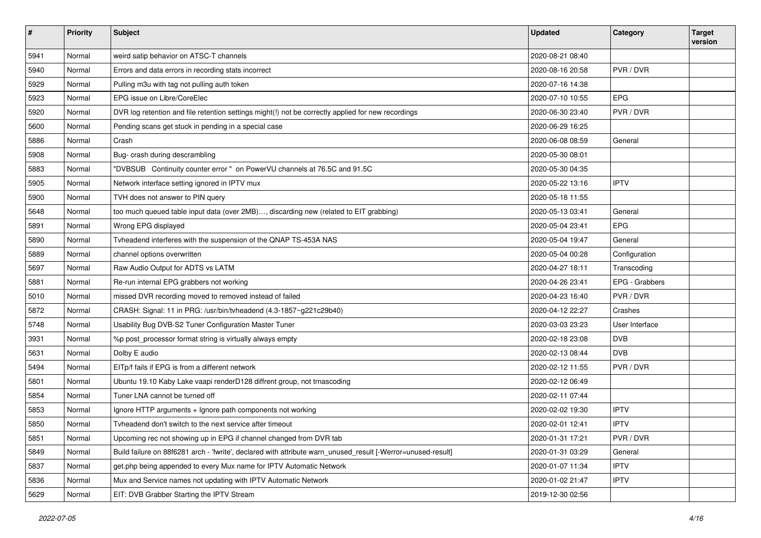| # | Priority | Subject | Updated | Category | Target version |
|---|---|---|---|---|---|
| 5941 | Normal | weird satip behavior on ATSC-T channels | 2020-08-21 08:40 | | |
| 5940 | Normal | Errors and data errors in recording stats incorrect | 2020-08-16 20:58 | PVR / DVR | |
| 5929 | Normal | Pulling m3u with tag not pulling auth token | 2020-07-16 14:38 | | |
| 5923 | Normal | EPG issue on Libre/CoreElec | 2020-07-10 10:55 | EPG | |
| 5920 | Normal | DVR log retention and file retention settings might(!) not be correctly applied for new recordings | 2020-06-30 23:40 | PVR / DVR | |
| 5600 | Normal | Pending scans get stuck in pending in a special case | 2020-06-29 16:25 | | |
| 5886 | Normal | Crash | 2020-06-08 08:59 | General | |
| 5908 | Normal | Bug- crash during descrambling | 2020-05-30 08:01 | | |
| 5883 | Normal | "DVBSUB Continuity counter error " on PowerVU channels at 76.5C and 91.5C | 2020-05-30 04:35 | | |
| 5905 | Normal | Network interface setting ignored in IPTV mux | 2020-05-22 13:16 | IPTV | |
| 5900 | Normal | TVH does not answer to PIN query | 2020-05-18 11:55 | | |
| 5648 | Normal | too much queued table input data (over 2MB)…, discarding new (related to EIT grabbing) | 2020-05-13 03:41 | General | |
| 5891 | Normal | Wrong EPG displayed | 2020-05-04 23:41 | EPG | |
| 5890 | Normal | Tvheadend interferes with the suspension of the QNAP TS-453A NAS | 2020-05-04 19:47 | General | |
| 5889 | Normal | channel options overwritten | 2020-05-04 00:28 | Configuration | |
| 5697 | Normal | Raw Audio Output for ADTS vs LATM | 2020-04-27 18:11 | Transcoding | |
| 5881 | Normal | Re-run internal EPG grabbers not working | 2020-04-26 23:41 | EPG - Grabbers | |
| 5010 | Normal | missed DVR recording moved to removed instead of failed | 2020-04-23 16:40 | PVR / DVR | |
| 5872 | Normal | CRASH: Signal: 11 in PRG: /usr/bin/tvheadend (4.3-1857~g221c29b40) | 2020-04-12 22:27 | Crashes | |
| 5748 | Normal | Usability Bug DVB-S2 Tuner Configuration Master Tuner | 2020-03-03 23:23 | User Interface | |
| 3931 | Normal | %p post_processor format string is virtually always empty | 2020-02-18 23:08 | DVB | |
| 5631 | Normal | Dolby E audio | 2020-02-13 08:44 | DVB | |
| 5494 | Normal | EITp/f fails if EPG is from a different network | 2020-02-12 11:55 | PVR / DVR | |
| 5801 | Normal | Ubuntu 19.10 Kaby Lake vaapi renderD128 diffrent group, not trnascoding | 2020-02-12 06:49 | | |
| 5854 | Normal | Tuner LNA cannot be turned off | 2020-02-11 07:44 | | |
| 5853 | Normal | Ignore HTTP arguments + Ignore path components not working | 2020-02-02 19:30 | IPTV | |
| 5850 | Normal | Tvheadend don't switch to the next service after timeout | 2020-02-01 12:41 | IPTV | |
| 5851 | Normal | Upcoming rec not showing up in EPG if channel changed from DVR tab | 2020-01-31 17:21 | PVR / DVR | |
| 5849 | Normal | Build failure on 88f6281 arch - 'fwrite', declared with attribute warn_unused_result [-Werror=unused-result] | 2020-01-31 03:29 | General | |
| 5837 | Normal | get.php being appended to every Mux name for IPTV Automatic Network | 2020-01-07 11:34 | IPTV | |
| 5836 | Normal | Mux and Service names not updating with IPTV Automatic Network | 2020-01-02 21:47 | IPTV | |
| 5629 | Normal | EIT: DVB Grabber Starting the IPTV Stream | 2019-12-30 02:56 | | |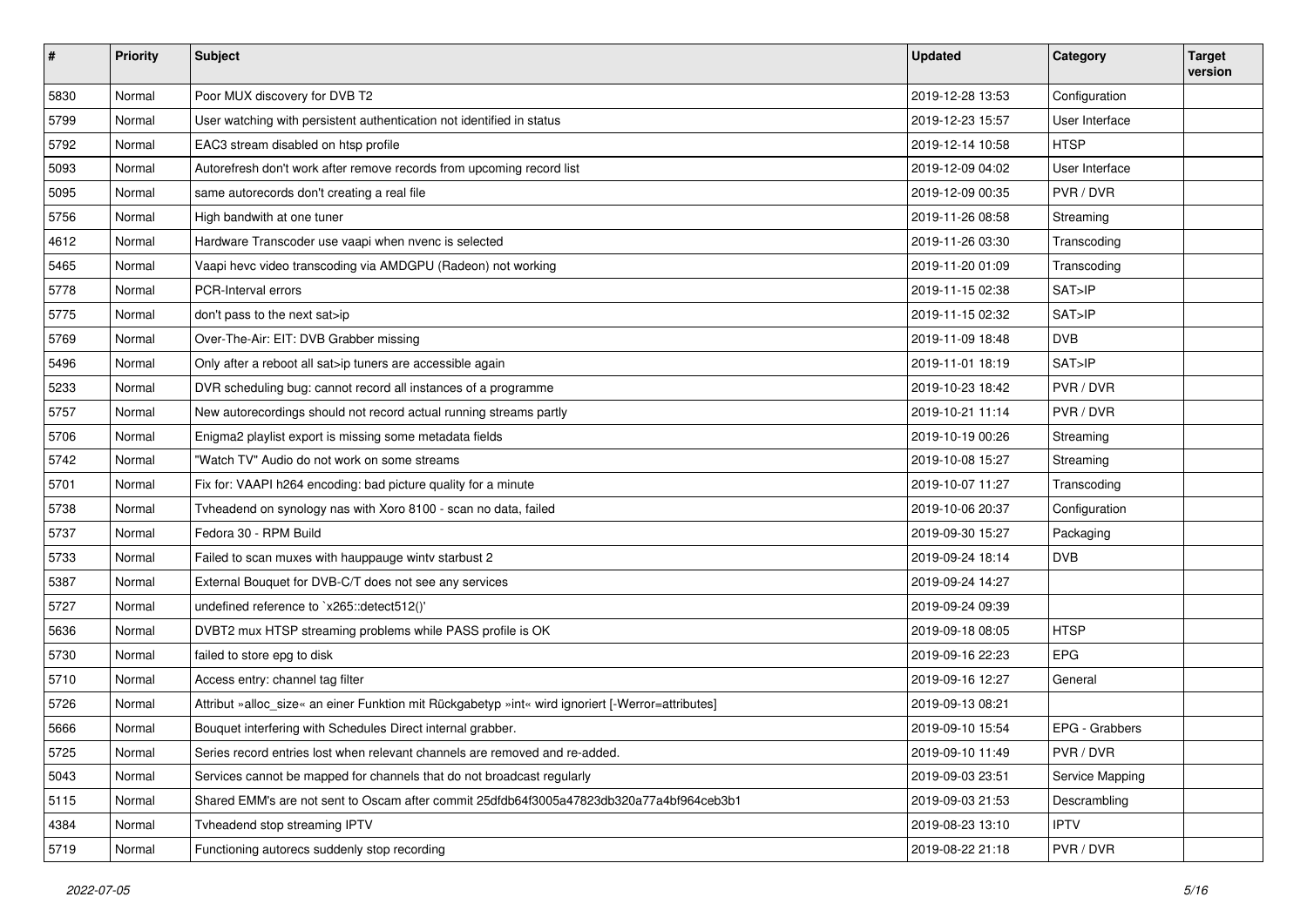| # | Priority | Subject | Updated | Category | Target version |
| --- | --- | --- | --- | --- | --- |
| 5830 | Normal | Poor MUX discovery for DVB T2 | 2019-12-28 13:53 | Configuration | |
| 5799 | Normal | User watching with persistent authentication not identified in status | 2019-12-23 15:57 | User Interface | |
| 5792 | Normal | EAC3 stream disabled on htsp profile | 2019-12-14 10:58 | HTSP | |
| 5093 | Normal | Autorefresh don't work after remove records from upcoming record list | 2019-12-09 04:02 | User Interface | |
| 5095 | Normal | same autorecords don't creating a real file | 2019-12-09 00:35 | PVR / DVR | |
| 5756 | Normal | High bandwith at one tuner | 2019-11-26 08:58 | Streaming | |
| 4612 | Normal | Hardware Transcoder use vaapi when nvenc is selected | 2019-11-26 03:30 | Transcoding | |
| 5465 | Normal | Vaapi hevc video transcoding via AMDGPU (Radeon) not working | 2019-11-20 01:09 | Transcoding | |
| 5778 | Normal | PCR-Interval errors | 2019-11-15 02:38 | SAT>IP | |
| 5775 | Normal | don't pass to the next sat>ip | 2019-11-15 02:32 | SAT>IP | |
| 5769 | Normal | Over-The-Air: EIT: DVB Grabber missing | 2019-11-09 18:48 | DVB | |
| 5496 | Normal | Only after a reboot all sat>ip tuners are accessible again | 2019-11-01 18:19 | SAT>IP | |
| 5233 | Normal | DVR scheduling bug: cannot record all instances of a programme | 2019-10-23 18:42 | PVR / DVR | |
| 5757 | Normal | New autorecordings should not record actual running streams partly | 2019-10-21 11:14 | PVR / DVR | |
| 5706 | Normal | Enigma2 playlist export is missing some metadata fields | 2019-10-19 00:26 | Streaming | |
| 5742 | Normal | "Watch TV" Audio do not work on some streams | 2019-10-08 15:27 | Streaming | |
| 5701 | Normal | Fix for: VAAPI h264 encoding: bad picture quality for a minute | 2019-10-07 11:27 | Transcoding | |
| 5738 | Normal | Tvheadend on synology nas with Xoro 8100 - scan no data, failed | 2019-10-06 20:37 | Configuration | |
| 5737 | Normal | Fedora 30 - RPM Build | 2019-09-30 15:27 | Packaging | |
| 5733 | Normal | Failed to scan muxes with hauppauge wintv starbust 2 | 2019-09-24 18:14 | DVB | |
| 5387 | Normal | External Bouquet for DVB-C/T does not see any services | 2019-09-24 14:27 | | |
| 5727 | Normal | undefined reference to `x265::detect512()' | 2019-09-24 09:39 | | |
| 5636 | Normal | DVBT2 mux HTSP streaming problems while PASS profile is OK | 2019-09-18 08:05 | HTSP | |
| 5730 | Normal | failed to store epg to disk | 2019-09-16 22:23 | EPG | |
| 5710 | Normal | Access entry: channel tag filter | 2019-09-16 12:27 | General | |
| 5726 | Normal | Attribut »alloc_size« an einer Funktion mit Rückgabetyp »int« wird ignoriert [-Werror=attributes] | 2019-09-13 08:21 | | |
| 5666 | Normal | Bouquet interfering with Schedules Direct internal grabber. | 2019-09-10 15:54 | EPG - Grabbers | |
| 5725 | Normal | Series record entries lost when relevant channels are removed and re-added. | 2019-09-10 11:49 | PVR / DVR | |
| 5043 | Normal | Services cannot be mapped for channels that do not broadcast regularly | 2019-09-03 23:51 | Service Mapping | |
| 5115 | Normal | Shared EMM's are not sent to Oscam after commit 25dfdb64f3005a47823db320a77a4bf964ceb3b1 | 2019-09-03 21:53 | Descrambling | |
| 4384 | Normal | Tvheadend stop streaming IPTV | 2019-08-23 13:10 | IPTV | |
| 5719 | Normal | Functioning autorecs suddenly stop recording | 2019-08-22 21:18 | PVR / DVR | |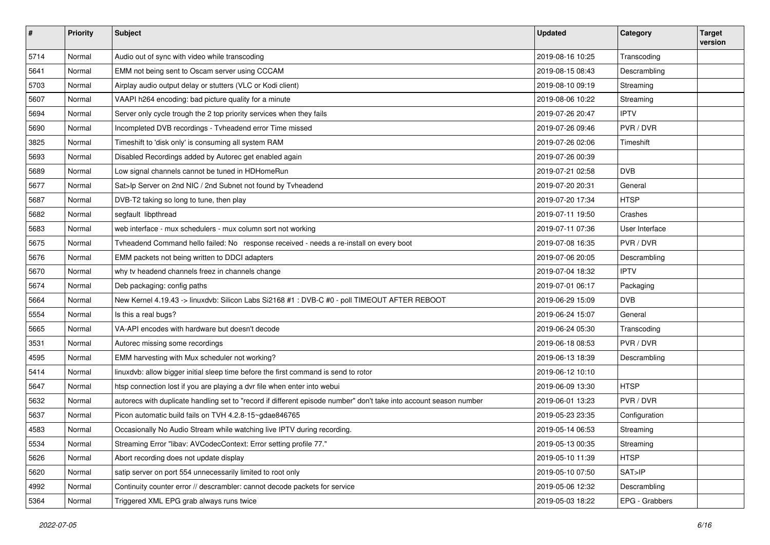| # | Priority | Subject | Updated | Category | Target version |
|---|---|---|---|---|---|
| 5714 | Normal | Audio out of sync with video while transcoding | 2019-08-16 10:25 | Transcoding | |
| 5641 | Normal | EMM not being sent to Oscam server using CCCAM | 2019-08-15 08:43 | Descrambling | |
| 5703 | Normal | Airplay audio output delay or stutters (VLC or Kodi client) | 2019-08-10 09:19 | Streaming | |
| 5607 | Normal | VAAPI h264 encoding: bad picture quality for a minute | 2019-08-06 10:22 | Streaming | |
| 5694 | Normal | Server only cycle trough the 2 top priority services when they fails | 2019-07-26 20:47 | IPTV | |
| 5690 | Normal | Incompleted DVB recordings - Tvheadend error Time missed | 2019-07-26 09:46 | PVR / DVR | |
| 3825 | Normal | Timeshift to 'disk only' is consuming all system RAM | 2019-07-26 02:06 | Timeshift | |
| 5693 | Normal | Disabled Recordings added by Autorec get enabled again | 2019-07-26 00:39 | | |
| 5689 | Normal | Low signal channels cannot be tuned in HDHomeRun | 2019-07-21 02:58 | DVB | |
| 5677 | Normal | Sat>Ip Server on 2nd NIC / 2nd Subnet not found by Tvheadend | 2019-07-20 20:31 | General | |
| 5687 | Normal | DVB-T2 taking so long to tune, then play | 2019-07-20 17:34 | HTSP | |
| 5682 | Normal | segfault libpthread | 2019-07-11 19:50 | Crashes | |
| 5683 | Normal | web interface - mux schedulers - mux column sort not working | 2019-07-11 07:36 | User Interface | |
| 5675 | Normal | Tvheadend Command hello failed: No response received - needs a re-install on every boot | 2019-07-08 16:35 | PVR / DVR | |
| 5676 | Normal | EMM packets not being written to DDCI adapters | 2019-07-06 20:05 | Descrambling | |
| 5670 | Normal | why tv headend channels freez in channels change | 2019-07-04 18:32 | IPTV | |
| 5674 | Normal | Deb packaging: config paths | 2019-07-01 06:17 | Packaging | |
| 5664 | Normal | New Kernel 4.19.43 -> linuxdvb: Silicon Labs Si2168 #1 : DVB-C #0 - poll TIMEOUT AFTER REBOOT | 2019-06-29 15:09 | DVB | |
| 5554 | Normal | Is this a real bugs? | 2019-06-24 15:07 | General | |
| 5665 | Normal | VA-API encodes with hardware but doesn't decode | 2019-06-24 05:30 | Transcoding | |
| 3531 | Normal | Autorec missing some recordings | 2019-06-18 08:53 | PVR / DVR | |
| 4595 | Normal | EMM harvesting with Mux scheduler not working? | 2019-06-13 18:39 | Descrambling | |
| 5414 | Normal | linuxdvb: allow bigger initial sleep time before the first command is send to rotor | 2019-06-12 10:10 | | |
| 5647 | Normal | htsp connection lost if you are playing a dvr file when enter into webui | 2019-06-09 13:30 | HTSP | |
| 5632 | Normal | autorecs with duplicate handling set to "record if different episode number" don't take into account season number | 2019-06-01 13:23 | PVR / DVR | |
| 5637 | Normal | Picon automatic build fails on TVH 4.2.8-15~gdae846765 | 2019-05-23 23:35 | Configuration | |
| 4583 | Normal | Occasionally No Audio Stream while watching live IPTV during recording. | 2019-05-14 06:53 | Streaming | |
| 5534 | Normal | Streaming Error "libav: AVCodecContext: Error setting profile 77." | 2019-05-13 00:35 | Streaming | |
| 5626 | Normal | Abort recording does not update display | 2019-05-10 11:39 | HTSP | |
| 5620 | Normal | satip server on port 554 unnecessarily limited to root only | 2019-05-10 07:50 | SAT>IP | |
| 4992 | Normal | Continuity counter error // descrambler: cannot decode packets for service | 2019-05-06 12:32 | Descrambling | |
| 5364 | Normal | Triggered XML EPG grab always runs twice | 2019-05-03 18:22 | EPG - Grabbers | |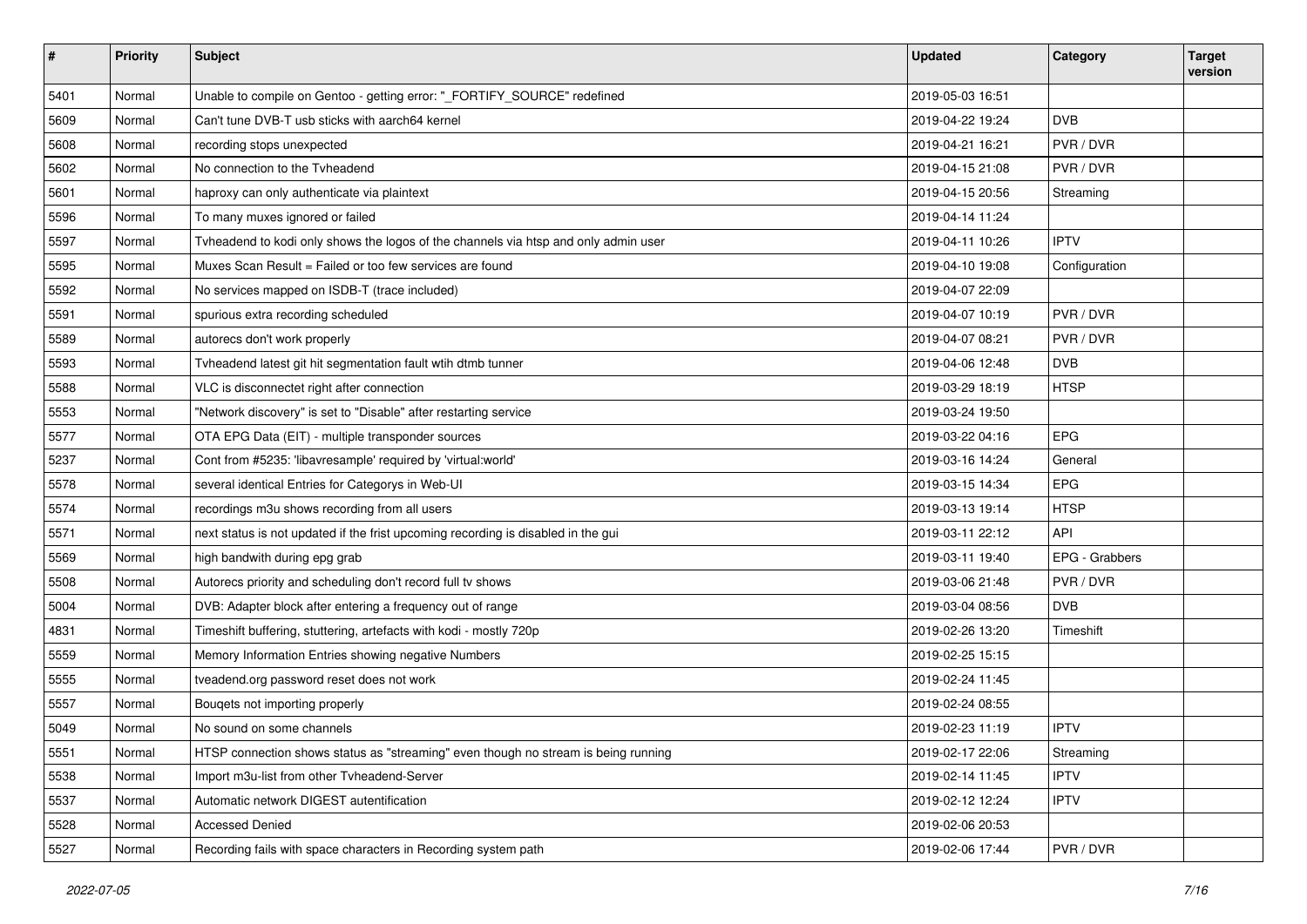| # | Priority | Subject | Updated | Category | Target version |
|---|---|---|---|---|---|
| 5401 | Normal | Unable to compile on Gentoo - getting error: "_FORTIFY_SOURCE" redefined | 2019-05-03 16:51 | | |
| 5609 | Normal | Can't tune DVB-T usb sticks with aarch64 kernel | 2019-04-22 19:24 | DVB | |
| 5608 | Normal | recording stops unexpected | 2019-04-21 16:21 | PVR / DVR | |
| 5602 | Normal | No connection to the Tvheadend | 2019-04-15 21:08 | PVR / DVR | |
| 5601 | Normal | haproxy can only authenticate via plaintext | 2019-04-15 20:56 | Streaming | |
| 5596 | Normal | To many muxes ignored or failed | 2019-04-14 11:24 | | |
| 5597 | Normal | Tvheadend to kodi only shows the logos of the channels via htsp and only admin user | 2019-04-11 10:26 | IPTV | |
| 5595 | Normal | Muxes Scan Result = Failed or too few services are found | 2019-04-10 19:08 | Configuration | |
| 5592 | Normal | No services mapped on ISDB-T (trace included) | 2019-04-07 22:09 | | |
| 5591 | Normal | spurious extra recording scheduled | 2019-04-07 10:19 | PVR / DVR | |
| 5589 | Normal | autorecs don't work properly | 2019-04-07 08:21 | PVR / DVR | |
| 5593 | Normal | Tvheadend latest git hit segmentation fault wtih dtmb tunner | 2019-04-06 12:48 | DVB | |
| 5588 | Normal | VLC is disconnectet right after connection | 2019-03-29 18:19 | HTSP | |
| 5553 | Normal | "Network discovery" is set to "Disable" after restarting service | 2019-03-24 19:50 | | |
| 5577 | Normal | OTA EPG Data (EIT) - multiple transponder sources | 2019-03-22 04:16 | EPG | |
| 5237 | Normal | Cont from #5235: 'libavresample' required by 'virtual:world' | 2019-03-16 14:24 | General | |
| 5578 | Normal | several identical Entries for Categorys in Web-UI | 2019-03-15 14:34 | EPG | |
| 5574 | Normal | recordings m3u shows recording from all users | 2019-03-13 19:14 | HTSP | |
| 5571 | Normal | next status is not updated if the frist upcoming recording is disabled in the gui | 2019-03-11 22:12 | API | |
| 5569 | Normal | high bandwith during epg grab | 2019-03-11 19:40 | EPG - Grabbers | |
| 5508 | Normal | Autorecs priority and scheduling don't record full tv shows | 2019-03-06 21:48 | PVR / DVR | |
| 5004 | Normal | DVB: Adapter block after entering a frequency out of range | 2019-03-04 08:56 | DVB | |
| 4831 | Normal | Timeshift buffering, stuttering, artefacts with kodi - mostly 720p | 2019-02-26 13:20 | Timeshift | |
| 5559 | Normal | Memory Information Entries showing negative Numbers | 2019-02-25 15:15 | | |
| 5555 | Normal | tveadend.org password reset does not work | 2019-02-24 11:45 | | |
| 5557 | Normal | Bougets not importing properly | 2019-02-24 08:55 | | |
| 5049 | Normal | No sound on some channels | 2019-02-23 11:19 | IPTV | |
| 5551 | Normal | HTSP connection shows status as "streaming" even though no stream is being running | 2019-02-17 22:06 | Streaming | |
| 5538 | Normal | Import m3u-list from other Tvheadend-Server | 2019-02-14 11:45 | IPTV | |
| 5537 | Normal | Automatic network DIGEST autentification | 2019-02-12 12:24 | IPTV | |
| 5528 | Normal | Accessed Denied | 2019-02-06 20:53 | | |
| 5527 | Normal | Recording fails with space characters in Recording system path | 2019-02-06 17:44 | PVR / DVR | |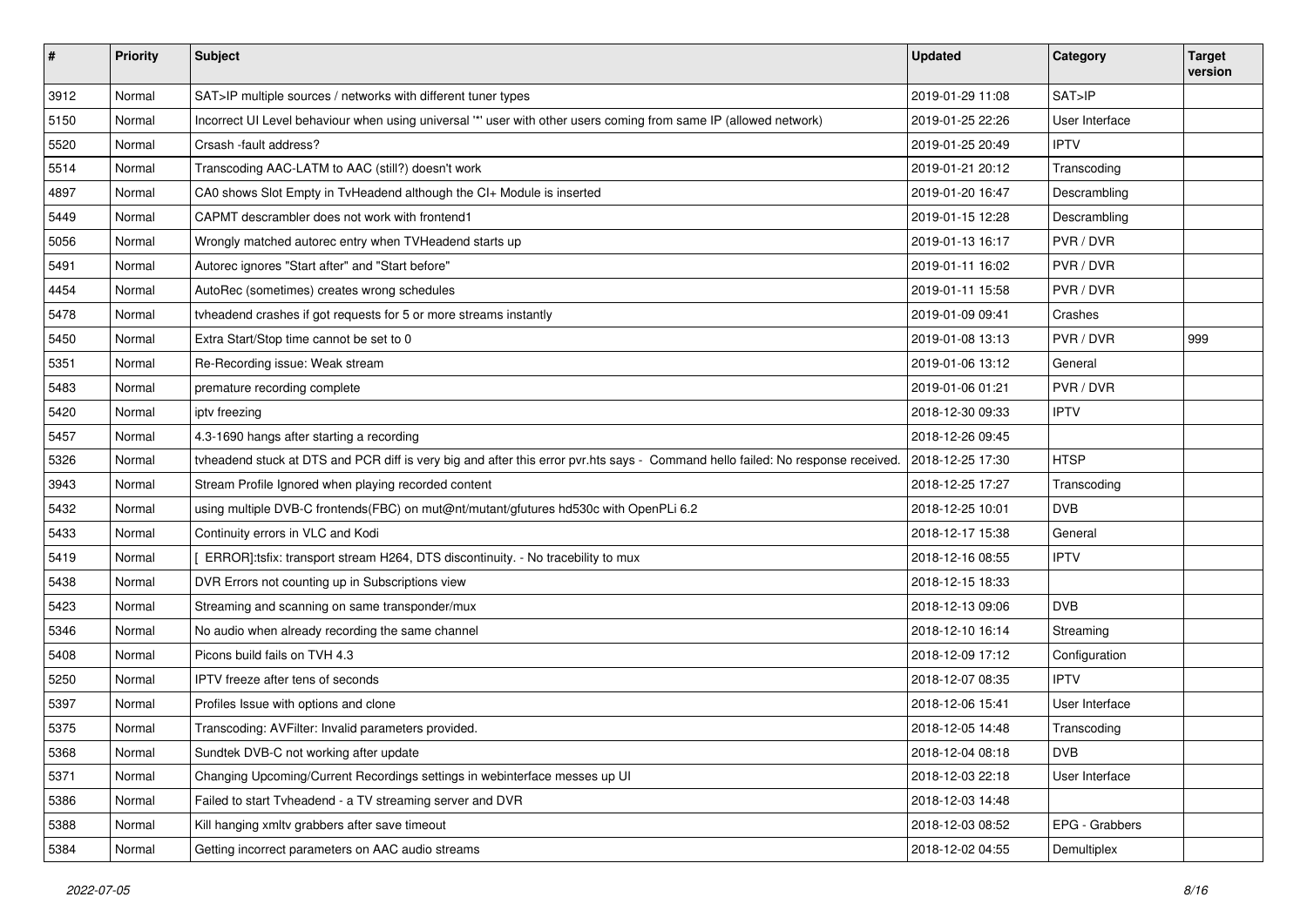| # | Priority | Subject | Updated | Category | Target version |
| --- | --- | --- | --- | --- | --- |
| 3912 | Normal | SAT>IP multiple sources / networks with different tuner types | 2019-01-29 11:08 | SAT>IP | |
| 5150 | Normal | Incorrect UI Level behaviour when using universal '*' user with other users coming from same IP (allowed network) | 2019-01-25 22:26 | User Interface | |
| 5520 | Normal | Crsash -fault address? | 2019-01-25 20:49 | IPTV | |
| 5514 | Normal | Transcoding AAC-LATM to AAC (still?) doesn't work | 2019-01-21 20:12 | Transcoding | |
| 4897 | Normal | CA0 shows Slot Empty in TvHeadend although the CI+ Module is inserted | 2019-01-20 16:47 | Descrambling | |
| 5449 | Normal | CAPMT descrambler does not work with frontend1 | 2019-01-15 12:28 | Descrambling | |
| 5056 | Normal | Wrongly matched autorec entry when TVHeadend starts up | 2019-01-13 16:17 | PVR / DVR | |
| 5491 | Normal | Autorec ignores "Start after" and "Start before" | 2019-01-11 16:02 | PVR / DVR | |
| 4454 | Normal | AutoRec (sometimes) creates wrong schedules | 2019-01-11 15:58 | PVR / DVR | |
| 5478 | Normal | tvheadend crashes if got requests for 5 or more streams instantly | 2019-01-09 09:41 | Crashes | |
| 5450 | Normal | Extra Start/Stop time cannot be set to 0 | 2019-01-08 13:13 | PVR / DVR | 999 |
| 5351 | Normal | Re-Recording issue: Weak stream | 2019-01-06 13:12 | General | |
| 5483 | Normal | premature recording complete | 2019-01-06 01:21 | PVR / DVR | |
| 5420 | Normal | iptv freezing | 2018-12-30 09:33 | IPTV | |
| 5457 | Normal | 4.3-1690 hangs after starting a recording | 2018-12-26 09:45 | | |
| 5326 | Normal | tvheadend stuck at DTS and PCR diff is very big and after this error pvr.hts says - Command hello failed: No response received. | 2018-12-25 17:30 | HTSP | |
| 3943 | Normal | Stream Profile Ignored when playing recorded content | 2018-12-25 17:27 | Transcoding | |
| 5432 | Normal | using multiple DVB-C frontends(FBC) on mut@nt/mutant/gfutures hd530c with OpenPLi 6.2 | 2018-12-25 10:01 | DVB | |
| 5433 | Normal | Continuity errors in VLC and Kodi | 2018-12-17 15:38 | General | |
| 5419 | Normal | [ ERROR]:tsfix: transport stream H264, DTS discontinuity. - No tracebility to mux | 2018-12-16 08:55 | IPTV | |
| 5438 | Normal | DVR Errors not counting up in Subscriptions view | 2018-12-15 18:33 | | |
| 5423 | Normal | Streaming and scanning on same transponder/mux | 2018-12-13 09:06 | DVB | |
| 5346 | Normal | No audio when already recording the same channel | 2018-12-10 16:14 | Streaming | |
| 5408 | Normal | Picons build fails on TVH 4.3 | 2018-12-09 17:12 | Configuration | |
| 5250 | Normal | IPTV freeze after tens of seconds | 2018-12-07 08:35 | IPTV | |
| 5397 | Normal | Profiles Issue with options and clone | 2018-12-06 15:41 | User Interface | |
| 5375 | Normal | Transcoding: AVFilter: Invalid parameters provided. | 2018-12-05 14:48 | Transcoding | |
| 5368 | Normal | Sundtek DVB-C not working after update | 2018-12-04 08:18 | DVB | |
| 5371 | Normal | Changing Upcoming/Current Recordings settings in webinterface messes up UI | 2018-12-03 22:18 | User Interface | |
| 5386 | Normal | Failed to start Tvheadend - a TV streaming server and DVR | 2018-12-03 14:48 | | |
| 5388 | Normal | Kill hanging xmltv grabbers after save timeout | 2018-12-03 08:52 | EPG - Grabbers | |
| 5384 | Normal | Getting incorrect parameters on AAC audio streams | 2018-12-02 04:55 | Demultiplex | |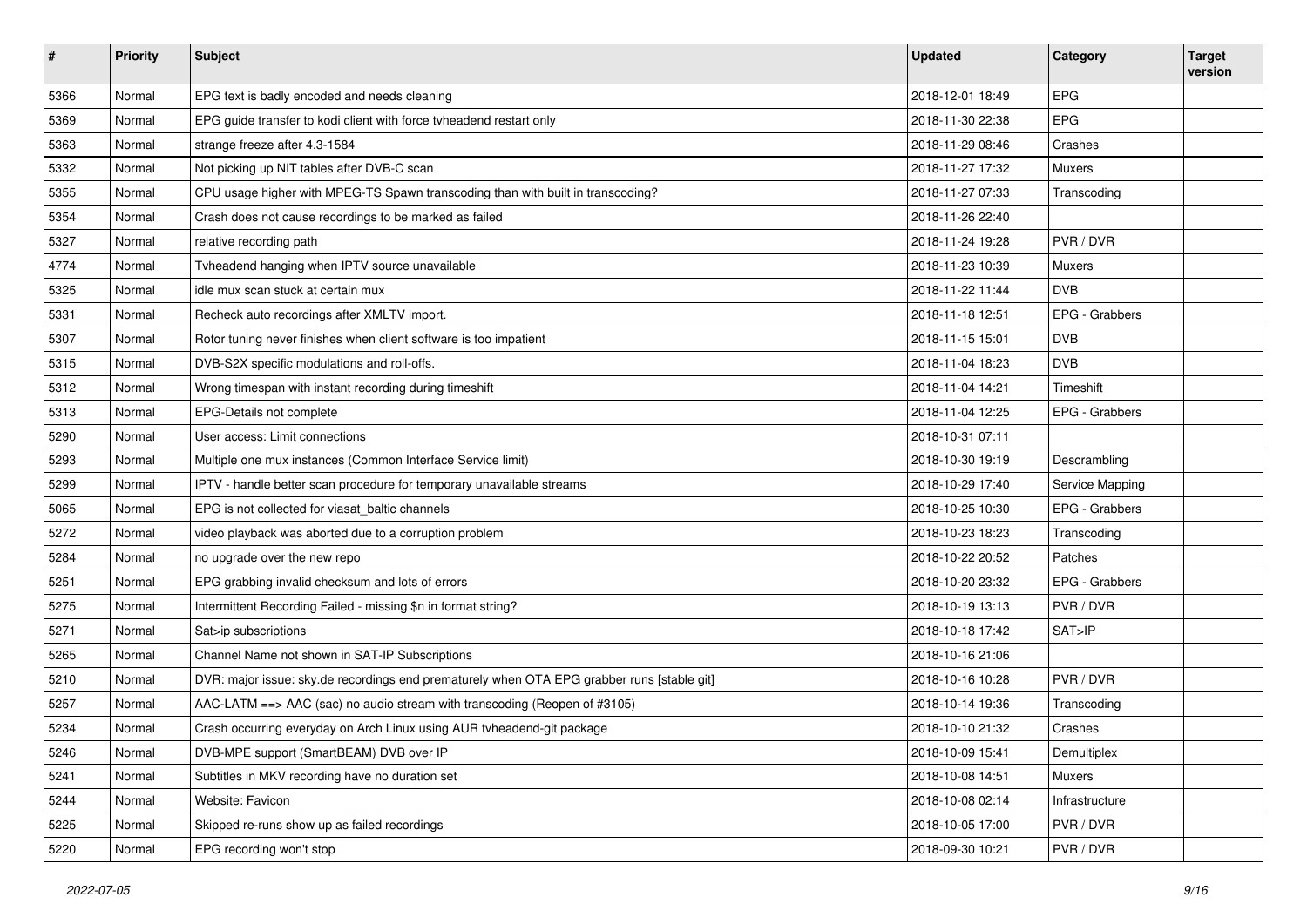| # | Priority | Subject | Updated | Category | Target version |
|---|---|---|---|---|---|
| 5366 | Normal | EPG text is badly encoded and needs cleaning | 2018-12-01 18:49 | EPG | |
| 5369 | Normal | EPG guide transfer to kodi client with force tvheadend restart only | 2018-11-30 22:38 | EPG | |
| 5363 | Normal | strange freeze after 4.3-1584 | 2018-11-29 08:46 | Crashes | |
| 5332 | Normal | Not picking up NIT tables after DVB-C scan | 2018-11-27 17:32 | Muxers | |
| 5355 | Normal | CPU usage higher with MPEG-TS Spawn transcoding than with built in transcoding? | 2018-11-27 07:33 | Transcoding | |
| 5354 | Normal | Crash does not cause recordings to be marked as failed | 2018-11-26 22:40 | | |
| 5327 | Normal | relative recording path | 2018-11-24 19:28 | PVR / DVR | |
| 4774 | Normal | Tvheadend hanging when IPTV source unavailable | 2018-11-23 10:39 | Muxers | |
| 5325 | Normal | idle mux scan stuck at certain mux | 2018-11-22 11:44 | DVB | |
| 5331 | Normal | Recheck auto recordings after XMLTV import. | 2018-11-18 12:51 | EPG - Grabbers | |
| 5307 | Normal | Rotor tuning never finishes when client software is too impatient | 2018-11-15 15:01 | DVB | |
| 5315 | Normal | DVB-S2X specific modulations and roll-offs. | 2018-11-04 18:23 | DVB | |
| 5312 | Normal | Wrong timespan with instant recording during timeshift | 2018-11-04 14:21 | Timeshift | |
| 5313 | Normal | EPG-Details not complete | 2018-11-04 12:25 | EPG - Grabbers | |
| 5290 | Normal | User access: Limit connections | 2018-10-31 07:11 | | |
| 5293 | Normal | Multiple one mux instances (Common Interface Service limit) | 2018-10-30 19:19 | Descrambling | |
| 5299 | Normal | IPTV - handle better scan procedure for temporary unavailable streams | 2018-10-29 17:40 | Service Mapping | |
| 5065 | Normal | EPG is not collected for viasat_baltic channels | 2018-10-25 10:30 | EPG - Grabbers | |
| 5272 | Normal | video playback was aborted due to a corruption problem | 2018-10-23 18:23 | Transcoding | |
| 5284 | Normal | no upgrade over the new repo | 2018-10-22 20:52 | Patches | |
| 5251 | Normal | EPG grabbing invalid checksum and lots of errors | 2018-10-20 23:32 | EPG - Grabbers | |
| 5275 | Normal | Intermittent Recording Failed - missing $n in format string? | 2018-10-19 13:13 | PVR / DVR | |
| 5271 | Normal | Sat>ip subscriptions | 2018-10-18 17:42 | SAT>IP | |
| 5265 | Normal | Channel Name not shown in SAT-IP Subscriptions | 2018-10-16 21:06 | | |
| 5210 | Normal | DVR: major issue: sky.de recordings end prematurely when OTA EPG grabber runs [stable git] | 2018-10-16 10:28 | PVR / DVR | |
| 5257 | Normal | AAC-LATM ==> AAC (sac) no audio stream with transcoding (Reopen of #3105) | 2018-10-14 19:36 | Transcoding | |
| 5234 | Normal | Crash occurring everyday on Arch Linux using AUR tvheadend-git package | 2018-10-10 21:32 | Crashes | |
| 5246 | Normal | DVB-MPE support (SmartBEAM) DVB over IP | 2018-10-09 15:41 | Demultiplex | |
| 5241 | Normal | Subtitles in MKV recording have no duration set | 2018-10-08 14:51 | Muxers | |
| 5244 | Normal | Website: Favicon | 2018-10-08 02:14 | Infrastructure | |
| 5225 | Normal | Skipped re-runs show up as failed recordings | 2018-10-05 17:00 | PVR / DVR | |
| 5220 | Normal | EPG recording won't stop | 2018-09-30 10:21 | PVR / DVR | |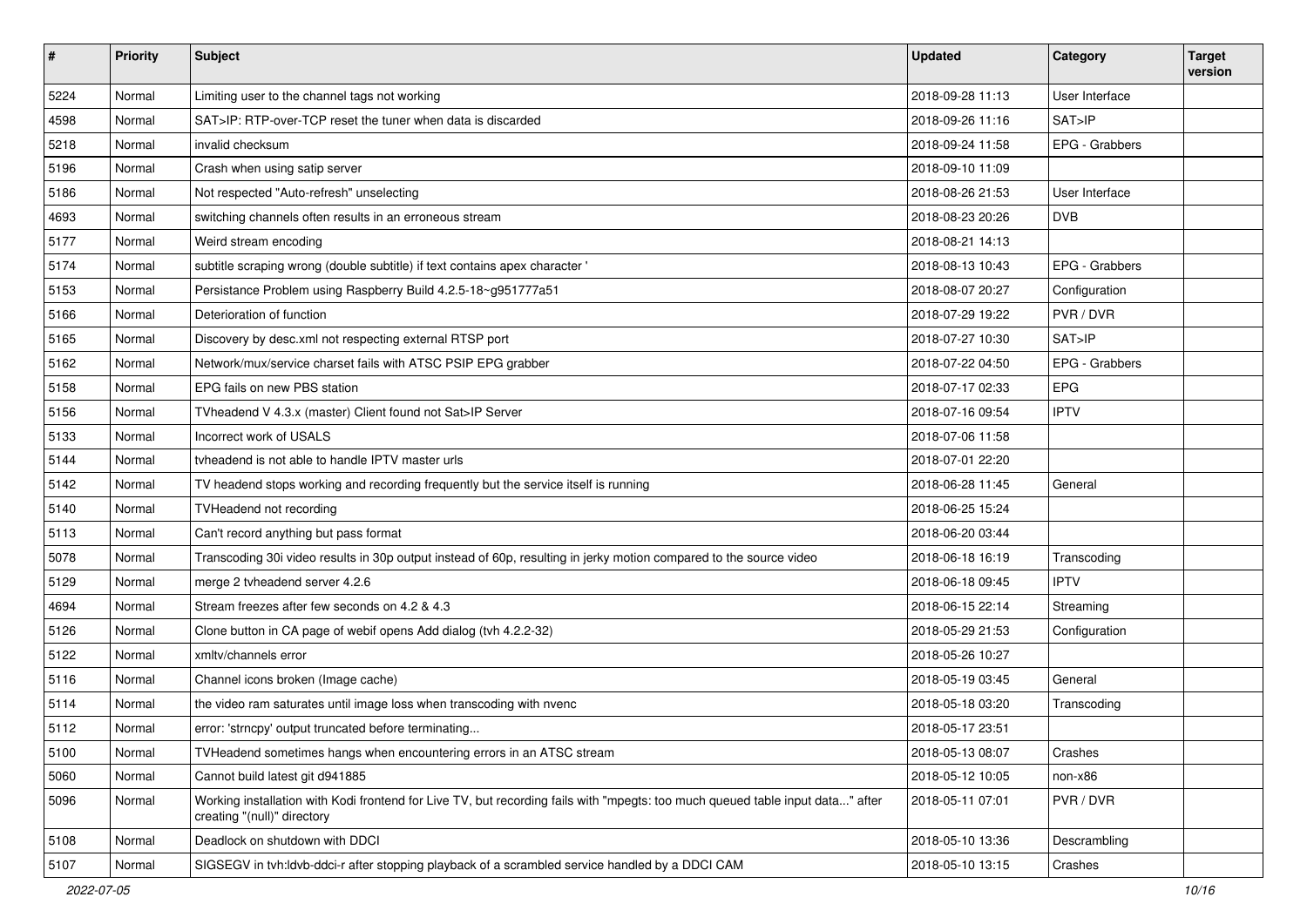| # | Priority | Subject | Updated | Category | Target version |
|---|---|---|---|---|---|
| 5224 | Normal | Limiting user to the channel tags not working | 2018-09-28 11:13 | User Interface | |
| 4598 | Normal | SAT>IP: RTP-over-TCP reset the tuner when data is discarded | 2018-09-26 11:16 | SAT>IP | |
| 5218 | Normal | invalid checksum | 2018-09-24 11:58 | EPG - Grabbers | |
| 5196 | Normal | Crash when using satip server | 2018-09-10 11:09 | | |
| 5186 | Normal | Not respected "Auto-refresh" unselecting | 2018-08-26 21:53 | User Interface | |
| 4693 | Normal | switching channels often results in an erroneous stream | 2018-08-23 20:26 | DVB | |
| 5177 | Normal | Weird stream encoding | 2018-08-21 14:13 | | |
| 5174 | Normal | subtitle scraping wrong (double subtitle) if text contains apex character ' | 2018-08-13 10:43 | EPG - Grabbers | |
| 5153 | Normal | Persistance Problem using Raspberry Build 4.2.5-18~g951777a51 | 2018-08-07 20:27 | Configuration | |
| 5166 | Normal | Deterioration of function | 2018-07-29 19:22 | PVR / DVR | |
| 5165 | Normal | Discovery by desc.xml not respecting external RTSP port | 2018-07-27 10:30 | SAT>IP | |
| 5162 | Normal | Network/mux/service charset fails with ATSC PSIP EPG grabber | 2018-07-22 04:50 | EPG - Grabbers | |
| 5158 | Normal | EPG fails on new PBS station | 2018-07-17 02:33 | EPG | |
| 5156 | Normal | TVheadend V 4.3.x (master) Client found not Sat>IP Server | 2018-07-16 09:54 | IPTV | |
| 5133 | Normal | Incorrect work of USALS | 2018-07-06 11:58 | | |
| 5144 | Normal | tvheadend is not able to handle IPTV master urls | 2018-07-01 22:20 | | |
| 5142 | Normal | TV headend stops working and recording frequently but the service itself is running | 2018-06-28 11:45 | General | |
| 5140 | Normal | TVHeadend not recording | 2018-06-25 15:24 | | |
| 5113 | Normal | Can't record anything but pass format | 2018-06-20 03:44 | | |
| 5078 | Normal | Transcoding 30i video results in 30p output instead of 60p, resulting in jerky motion compared to the source video | 2018-06-18 16:19 | Transcoding | |
| 5129 | Normal | merge 2 tvheadend server 4.2.6 | 2018-06-18 09:45 | IPTV | |
| 4694 | Normal | Stream freezes after few seconds on 4.2 & 4.3 | 2018-06-15 22:14 | Streaming | |
| 5126 | Normal | Clone button in CA page of webif opens Add dialog (tvh 4.2.2-32) | 2018-05-29 21:53 | Configuration | |
| 5122 | Normal | xmltv/channels error | 2018-05-26 10:27 | | |
| 5116 | Normal | Channel icons broken (Image cache) | 2018-05-19 03:45 | General | |
| 5114 | Normal | the video ram saturates until image loss when transcoding with nvenc | 2018-05-18 03:20 | Transcoding | |
| 5112 | Normal | error: 'strncpy' output truncated before terminating... | 2018-05-17 23:51 | | |
| 5100 | Normal | TVHeadend sometimes hangs when encountering errors in an ATSC stream | 2018-05-13 08:07 | Crashes | |
| 5060 | Normal | Cannot build latest git d941885 | 2018-05-12 10:05 | non-x86 | |
| 5096 | Normal | Working installation with Kodi frontend for Live TV, but recording fails with "mpegts: too much queued table input data..." after creating "(null)" directory | 2018-05-11 07:01 | PVR / DVR | |
| 5108 | Normal | Deadlock on shutdown with DDCI | 2018-05-10 13:36 | Descrambling | |
| 5107 | Normal | SIGSEGV in tvh:ldvb-ddci-r after stopping playback of a scrambled service handled by a DDCI CAM | 2018-05-10 13:15 | Crashes | |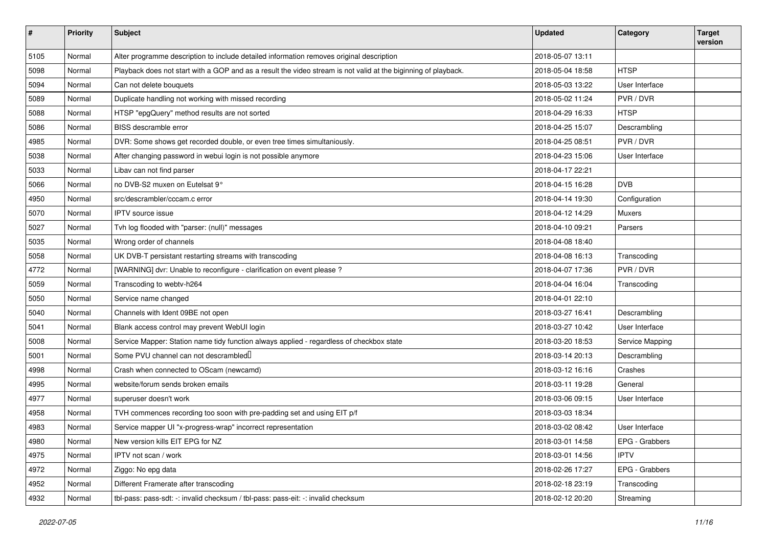| # | Priority | Subject | Updated | Category | Target version |
|---|---|---|---|---|---|
| 5105 | Normal | Alter programme description to include detailed information removes original description | 2018-05-07 13:11 | | |
| 5098 | Normal | Playback does not start with a GOP and as a result the video stream is not valid at the biginning of playback. | 2018-05-04 18:58 | HTSP | |
| 5094 | Normal | Can not delete bouquets | 2018-05-03 13:22 | User Interface | |
| 5089 | Normal | Duplicate handling not working with missed recording | 2018-05-02 11:24 | PVR / DVR | |
| 5088 | Normal | HTSP "epgQuery" method results are not sorted | 2018-04-29 16:33 | HTSP | |
| 5086 | Normal | BISS descramble error | 2018-04-25 15:07 | Descrambling | |
| 4985 | Normal | DVR: Some shows get recorded double, or even tree times simultaniously. | 2018-04-25 08:51 | PVR / DVR | |
| 5038 | Normal | After changing password in webui login is not possible anymore | 2018-04-23 15:06 | User Interface | |
| 5033 | Normal | Libav can not find parser | 2018-04-17 22:21 | | |
| 5066 | Normal | no DVB-S2 muxen on Eutelsat 9° | 2018-04-15 16:28 | DVB | |
| 4950 | Normal | src/descrambler/cccam.c error | 2018-04-14 19:30 | Configuration | |
| 5070 | Normal | IPTV source issue | 2018-04-12 14:29 | Muxers | |
| 5027 | Normal | Tvh log flooded with "parser: (null)" messages | 2018-04-10 09:21 | Parsers | |
| 5035 | Normal | Wrong order of channels | 2018-04-08 18:40 | | |
| 5058 | Normal | UK DVB-T persistant restarting streams with transcoding | 2018-04-08 16:13 | Transcoding | |
| 4772 | Normal | [WARNING] dvr: Unable to reconfigure - clarification on event please ? | 2018-04-07 17:36 | PVR / DVR | |
| 5059 | Normal | Transcoding to webtv-h264 | 2018-04-04 16:04 | Transcoding | |
| 5050 | Normal | Service name changed | 2018-04-01 22:10 | | |
| 5040 | Normal | Channels with Ident 09BE not open | 2018-03-27 16:41 | Descrambling | |
| 5041 | Normal | Blank access control may prevent WebUI login | 2018-03-27 10:42 | User Interface | |
| 5008 | Normal | Service Mapper: Station name tidy function always applied - regardless of checkbox state | 2018-03-20 18:53 | Service Mapping | |
| 5001 | Normal | Some PVU channel can not descrambled | 2018-03-14 20:13 | Descrambling | |
| 4998 | Normal | Crash when connected to OScam (newcamd) | 2018-03-12 16:16 | Crashes | |
| 4995 | Normal | website/forum sends broken emails | 2018-03-11 19:28 | General | |
| 4977 | Normal | superuser doesn't work | 2018-03-06 09:15 | User Interface | |
| 4958 | Normal | TVH commences recording too soon with pre-padding set and using EIT p/f | 2018-03-03 18:34 | | |
| 4983 | Normal | Service mapper UI "x-progress-wrap" incorrect representation | 2018-03-02 08:42 | User Interface | |
| 4980 | Normal | New version kills EIT EPG for NZ | 2018-03-01 14:58 | EPG - Grabbers | |
| 4975 | Normal | IPTV not scan / work | 2018-03-01 14:56 | IPTV | |
| 4972 | Normal | Ziggo: No epg data | 2018-02-26 17:27 | EPG - Grabbers | |
| 4952 | Normal | Different Framerate after transcoding | 2018-02-18 23:19 | Transcoding | |
| 4932 | Normal | tbl-pass: pass-sdt: -: invalid checksum / tbl-pass: pass-eit: -: invalid checksum | 2018-02-12 20:20 | Streaming | |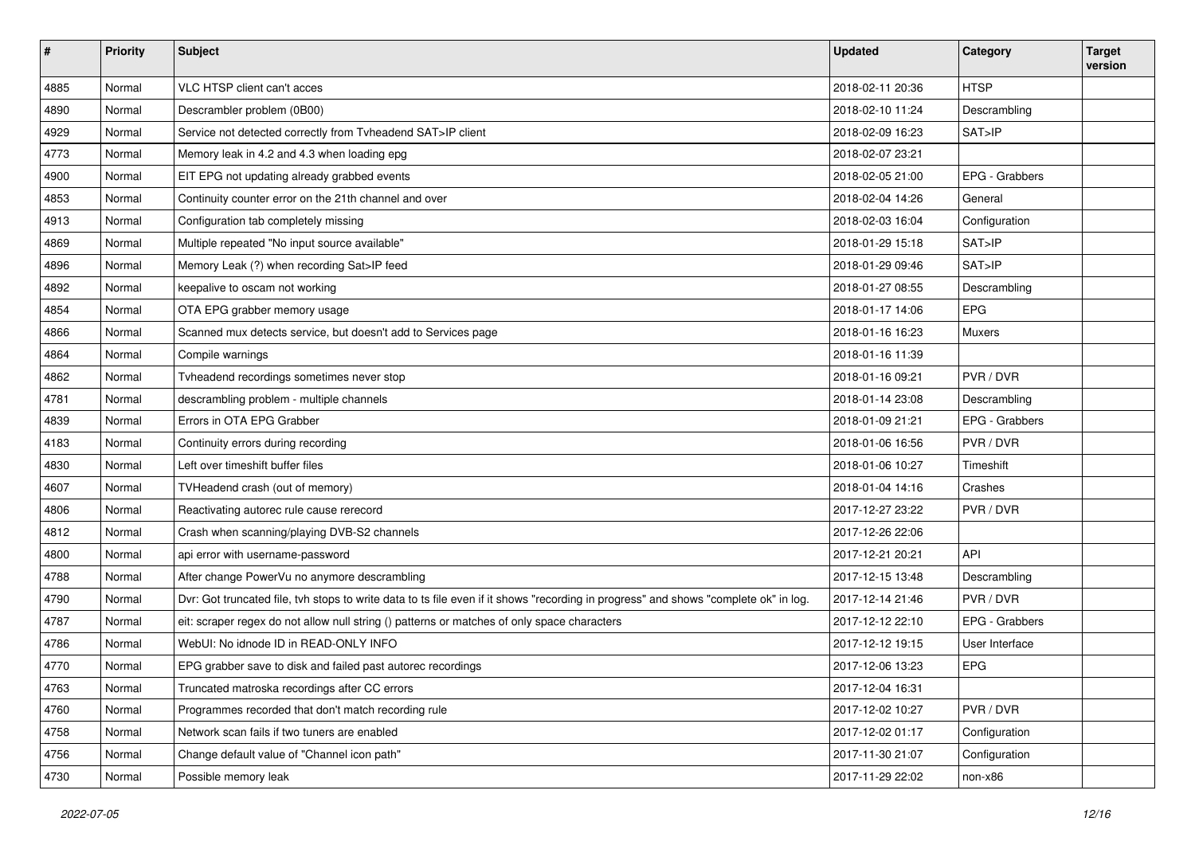| # | Priority | Subject | Updated | Category | Target version |
|---|---|---|---|---|---|
| 4885 | Normal | VLC HTSP client can't acces | 2018-02-11 20:36 | HTSP | |
| 4890 | Normal | Descrambler problem (0B00) | 2018-02-10 11:24 | Descrambling | |
| 4929 | Normal | Service not detected correctly from Tvheadend SAT>IP client | 2018-02-09 16:23 | SAT>IP | |
| 4773 | Normal | Memory leak in 4.2 and 4.3 when loading epg | 2018-02-07 23:21 | | |
| 4900 | Normal | EIT EPG not updating already grabbed events | 2018-02-05 21:00 | EPG - Grabbers | |
| 4853 | Normal | Continuity counter error on the 21th channel and over | 2018-02-04 14:26 | General | |
| 4913 | Normal | Configuration tab completely missing | 2018-02-03 16:04 | Configuration | |
| 4869 | Normal | Multiple repeated "No input source available" | 2018-01-29 15:18 | SAT>IP | |
| 4896 | Normal | Memory Leak (?) when recording Sat>IP feed | 2018-01-29 09:46 | SAT>IP | |
| 4892 | Normal | keepalive to oscam not working | 2018-01-27 08:55 | Descrambling | |
| 4854 | Normal | OTA EPG grabber memory usage | 2018-01-17 14:06 | EPG | |
| 4866 | Normal | Scanned mux detects service, but doesn't add to Services page | 2018-01-16 16:23 | Muxers | |
| 4864 | Normal | Compile warnings | 2018-01-16 11:39 | | |
| 4862 | Normal | Tvheadend recordings sometimes never stop | 2018-01-16 09:21 | PVR / DVR | |
| 4781 | Normal | descrambling problem - multiple channels | 2018-01-14 23:08 | Descrambling | |
| 4839 | Normal | Errors in OTA EPG Grabber | 2018-01-09 21:21 | EPG - Grabbers | |
| 4183 | Normal | Continuity errors during recording | 2018-01-06 16:56 | PVR / DVR | |
| 4830 | Normal | Left over timeshift buffer files | 2018-01-06 10:27 | Timeshift | |
| 4607 | Normal | TVHeadend crash (out of memory) | 2018-01-04 14:16 | Crashes | |
| 4806 | Normal | Reactivating autorec rule cause rerecord | 2017-12-27 23:22 | PVR / DVR | |
| 4812 | Normal | Crash when scanning/playing DVB-S2 channels | 2017-12-26 22:06 | | |
| 4800 | Normal | api error with username-password | 2017-12-21 20:21 | API | |
| 4788 | Normal | After change PowerVu no anymore descrambling | 2017-12-15 13:48 | Descrambling | |
| 4790 | Normal | Dvr: Got truncated file, tvh stops to write data to ts file even if it shows "recording in progress" and shows "complete ok" in log. | 2017-12-14 21:46 | PVR / DVR | |
| 4787 | Normal | eit: scraper regex do not allow null string () patterns or matches of only space characters | 2017-12-12 22:10 | EPG - Grabbers | |
| 4786 | Normal | WebUI: No idnode ID in READ-ONLY INFO | 2017-12-12 19:15 | User Interface | |
| 4770 | Normal | EPG grabber save to disk and failed past autorec recordings | 2017-12-06 13:23 | EPG | |
| 4763 | Normal | Truncated matroska recordings after CC errors | 2017-12-04 16:31 | | |
| 4760 | Normal | Programmes recorded that don't match recording rule | 2017-12-02 10:27 | PVR / DVR | |
| 4758 | Normal | Network scan fails if two tuners are enabled | 2017-12-02 01:17 | Configuration | |
| 4756 | Normal | Change default value of "Channel icon path" | 2017-11-30 21:07 | Configuration | |
| 4730 | Normal | Possible memory leak | 2017-11-29 22:02 | non-x86 | |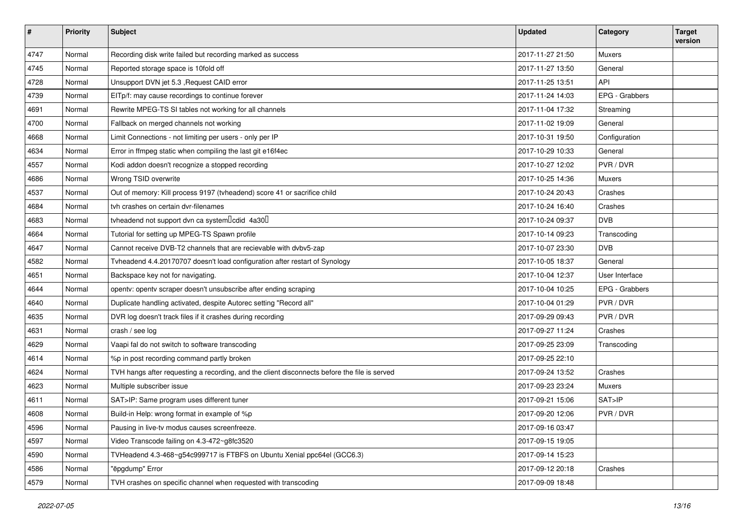| # | Priority | Subject | Updated | Category | Target version |
|---|---|---|---|---|---|
| 4747 | Normal | Recording disk write failed but recording marked as success | 2017-11-27 21:50 | Muxers | |
| 4745 | Normal | Reported storage space is 10fold off | 2017-11-27 13:50 | General | |
| 4728 | Normal | Unsupport DVN jet 5.3 ,Request CAID error | 2017-11-25 13:51 | API | |
| 4739 | Normal | EITp/f: may cause recordings to continue forever | 2017-11-24 14:03 | EPG - Grabbers | |
| 4691 | Normal | Rewrite MPEG-TS SI tables not working for all channels | 2017-11-04 17:32 | Streaming | |
| 4700 | Normal | Fallback on merged channels not working | 2017-11-02 19:09 | General | |
| 4668 | Normal | Limit Connections - not limiting per users - only per IP | 2017-10-31 19:50 | Configuration | |
| 4634 | Normal | Error in ffmpeg static when compiling the last git e16f4ec | 2017-10-29 10:33 | General | |
| 4557 | Normal | Kodi addon doesn't recognize a stopped recording | 2017-10-27 12:02 | PVR / DVR | |
| 4686 | Normal | Wrong TSID overwrite | 2017-10-25 14:36 | Muxers | |
| 4537 | Normal | Out of memory: Kill process 9197 (tvheadend) score 41 or sacrifice child | 2017-10-24 20:43 | Crashes | |
| 4684 | Normal | tvh crashes on certain dvr-filenames | 2017-10-24 16:40 | Crashes | |
| 4683 | Normal | tvheadend not support dvn ca system（cdid 4a30） | 2017-10-24 09:37 | DVB | |
| 4664 | Normal | Tutorial for setting up MPEG-TS Spawn profile | 2017-10-14 09:23 | Transcoding | |
| 4647 | Normal | Cannot receive DVB-T2 channels that are recievable with dvbv5-zap | 2017-10-07 23:30 | DVB | |
| 4582 | Normal | Tvheadend 4.4.20170707 doesn't load configuration after restart of Synology | 2017-10-05 18:37 | General | |
| 4651 | Normal | Backspace key not for navigating. | 2017-10-04 12:37 | User Interface | |
| 4644 | Normal | opentv: opentv scraper doesn't unsubscribe after ending scraping | 2017-10-04 10:25 | EPG - Grabbers | |
| 4640 | Normal | Duplicate handling activated, despite Autorec setting "Record all" | 2017-10-04 01:29 | PVR / DVR | |
| 4635 | Normal | DVR log doesn't track files if it crashes during recording | 2017-09-29 09:43 | PVR / DVR | |
| 4631 | Normal | crash / see log | 2017-09-27 11:24 | Crashes | |
| 4629 | Normal | Vaapi fal do not switch to software transcoding | 2017-09-25 23:09 | Transcoding | |
| 4614 | Normal | %p in post recording command partly broken | 2017-09-25 22:10 | | |
| 4624 | Normal | TVH hangs after requesting a recording, and the client disconnects before the file is served | 2017-09-24 13:52 | Crashes | |
| 4623 | Normal | Multiple subscriber issue | 2017-09-23 23:24 | Muxers | |
| 4611 | Normal | SAT>IP: Same program uses different tuner | 2017-09-21 15:06 | SAT>IP | |
| 4608 | Normal | Build-in Help: wrong format in example of %p | 2017-09-20 12:06 | PVR / DVR | |
| 4596 | Normal | Pausing in live-tv modus causes screenfreeze. | 2017-09-16 03:47 | | |
| 4597 | Normal | Video Transcode failing on 4.3-472~g8fc3520 | 2017-09-15 19:05 | | |
| 4590 | Normal | TVHeadend 4.3-468~g54c999717 is FTBFS on Ubuntu Xenial ppc64el (GCC6.3) | 2017-09-14 15:23 | | |
| 4586 | Normal | "ëpgdump" Error | 2017-09-12 20:18 | Crashes | |
| 4579 | Normal | TVH crashes on specific channel when requested with transcoding | 2017-09-09 18:48 | | |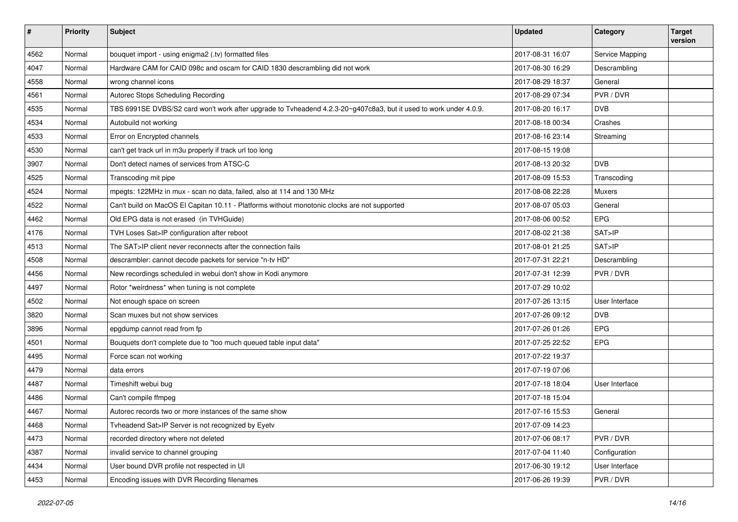| # | Priority | Subject | Updated | Category | Target version |
|---|---|---|---|---|---|
| 4562 | Normal | bouquet import - using enigma2 (.tv) formatted files | 2017-08-31 16:07 | Service Mapping | |
| 4047 | Normal | Hardware CAM for CAID 098c and oscam for CAID 1830 descrambling did not work | 2017-08-30 16:29 | Descrambling | |
| 4558 | Normal | wrong channel icons | 2017-08-29 18:37 | General | |
| 4561 | Normal | Autorec Stops Scheduling Recording | 2017-08-29 07:34 | PVR / DVR | |
| 4535 | Normal | TBS 6991SE DVBS/S2 card won't work after upgrade to Tvheadend 4.2.3-20~g407c8a3, but it used to work under 4.0.9. | 2017-08-20 16:17 | DVB | |
| 4534 | Normal | Autobuild not working | 2017-08-18 00:34 | Crashes | |
| 4533 | Normal | Error on Encrypted channels | 2017-08-16 23:14 | Streaming | |
| 4530 | Normal | can't get track url in m3u properly if track url too long | 2017-08-15 19:08 | | |
| 3907 | Normal | Don't detect names of services from ATSC-C | 2017-08-13 20:32 | DVB | |
| 4525 | Normal | Transcoding mit pipe | 2017-08-09 15:53 | Transcoding | |
| 4524 | Normal | mpegts: 122MHz in mux - scan no data, failed, also at 114 and 130 MHz | 2017-08-08 22:28 | Muxers | |
| 4522 | Normal | Can't build on MacOS El Capitan 10.11 - Platforms without monotonic clocks are not supported | 2017-08-07 05:03 | General | |
| 4462 | Normal | Old EPG data is not erased (in TVHGuide) | 2017-08-06 00:52 | EPG | |
| 4176 | Normal | TVH Loses Sat>IP configuration after reboot | 2017-08-02 21:38 | SAT>IP | |
| 4513 | Normal | The SAT>IP client never reconnects after the connection fails | 2017-08-01 21:25 | SAT>IP | |
| 4508 | Normal | descrambler: cannot decode packets for service "n-tv HD" | 2017-07-31 22:21 | Descrambling | |
| 4456 | Normal | New recordings scheduled in webui don't show in Kodi anymore | 2017-07-31 12:39 | PVR / DVR | |
| 4497 | Normal | Rotor *weirdness* when tuning is not complete | 2017-07-29 10:02 | | |
| 4502 | Normal | Not enough space on screen | 2017-07-26 13:15 | User Interface | |
| 3820 | Normal | Scan muxes but not show services | 2017-07-26 09:12 | DVB | |
| 3896 | Normal | epgdump cannot read from fp | 2017-07-26 01:26 | EPG | |
| 4501 | Normal | Bouquets don't complete due to "too much queued table input data" | 2017-07-25 22:52 | EPG | |
| 4495 | Normal | Force scan not working | 2017-07-22 19:37 | | |
| 4479 | Normal | data errors | 2017-07-19 07:06 | | |
| 4487 | Normal | Timeshift webui bug | 2017-07-18 18:04 | User Interface | |
| 4486 | Normal | Can't compile ffmpeg | 2017-07-18 15:04 | | |
| 4467 | Normal | Autorec records two or more instances of the same show | 2017-07-16 15:53 | General | |
| 4468 | Normal | Tvheadend Sat>IP Server is not recognized by Eyetv | 2017-07-09 14:23 | | |
| 4473 | Normal | recorded directory where not deleted | 2017-07-06 08:17 | PVR / DVR | |
| 4387 | Normal | invalid service to channel grouping | 2017-07-04 11:40 | Configuration | |
| 4434 | Normal | User bound DVR profile not respected in UI | 2017-06-30 19:12 | User Interface | |
| 4453 | Normal | Encoding issues with DVR Recording filenames | 2017-06-26 19:39 | PVR / DVR | |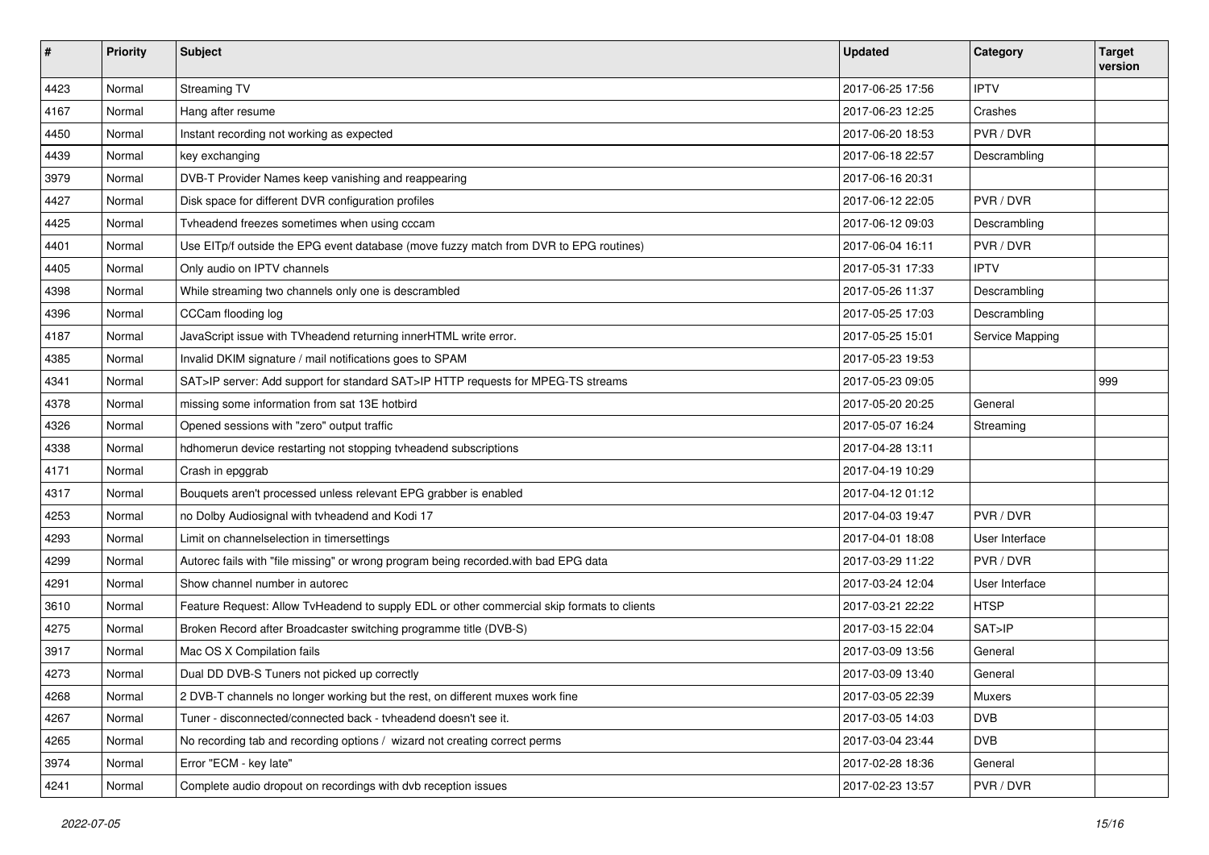| # | Priority | Subject | Updated | Category | Target version |
|---|---|---|---|---|---|
| 4423 | Normal | Streaming TV | 2017-06-25 17:56 | IPTV | |
| 4167 | Normal | Hang after resume | 2017-06-23 12:25 | Crashes | |
| 4450 | Normal | Instant recording not working as expected | 2017-06-20 18:53 | PVR / DVR | |
| 4439 | Normal | key exchanging | 2017-06-18 22:57 | Descrambling | |
| 3979 | Normal | DVB-T Provider Names keep vanishing and reappearing | 2017-06-16 20:31 | | |
| 4427 | Normal | Disk space for different DVR configuration profiles | 2017-06-12 22:05 | PVR / DVR | |
| 4425 | Normal | Tvheadend freezes sometimes when using cccam | 2017-06-12 09:03 | Descrambling | |
| 4401 | Normal | Use EITp/f outside the EPG event database (move fuzzy match from DVR to EPG routines) | 2017-06-04 16:11 | PVR / DVR | |
| 4405 | Normal | Only audio on IPTV channels | 2017-05-31 17:33 | IPTV | |
| 4398 | Normal | While streaming two channels only one is descrambled | 2017-05-26 11:37 | Descrambling | |
| 4396 | Normal | CCCam flooding log | 2017-05-25 17:03 | Descrambling | |
| 4187 | Normal | JavaScript issue with TVheadend returning innerHTML write error. | 2017-05-25 15:01 | Service Mapping | |
| 4385 | Normal | Invalid DKIM signature / mail notifications goes to SPAM | 2017-05-23 19:53 | | |
| 4341 | Normal | SAT>IP server: Add support for standard SAT>IP HTTP requests for MPEG-TS streams | 2017-05-23 09:05 | | 999 |
| 4378 | Normal | missing some information from sat 13E hotbird | 2017-05-20 20:25 | General | |
| 4326 | Normal | Opened sessions with "zero" output traffic | 2017-05-07 16:24 | Streaming | |
| 4338 | Normal | hdhomerun device restarting not stopping tvheadend subscriptions | 2017-04-28 13:11 | | |
| 4171 | Normal | Crash in epggrab | 2017-04-19 10:29 | | |
| 4317 | Normal | Bouquets aren't processed unless relevant EPG grabber is enabled | 2017-04-12 01:12 | | |
| 4253 | Normal | no Dolby Audiosignal with tvheadend and Kodi 17 | 2017-04-03 19:47 | PVR / DVR | |
| 4293 | Normal | Limit on channelselection in timersettings | 2017-04-01 18:08 | User Interface | |
| 4299 | Normal | Autorec fails with "file missing" or wrong program being recorded.with bad EPG data | 2017-03-29 11:22 | PVR / DVR | |
| 4291 | Normal | Show channel number in autorec | 2017-03-24 12:04 | User Interface | |
| 3610 | Normal | Feature Request: Allow TvHeadend to supply EDL or other commercial skip formats to clients | 2017-03-21 22:22 | HTSP | |
| 4275 | Normal | Broken Record after Broadcaster switching programme title (DVB-S) | 2017-03-15 22:04 | SAT>IP | |
| 3917 | Normal | Mac OS X Compilation fails | 2017-03-09 13:56 | General | |
| 4273 | Normal | Dual DD DVB-S Tuners not picked up correctly | 2017-03-09 13:40 | General | |
| 4268 | Normal | 2 DVB-T channels no longer working but the rest, on different muxes work fine | 2017-03-05 22:39 | Muxers | |
| 4267 | Normal | Tuner - disconnected/connected back - tvheadend doesn't see it. | 2017-03-05 14:03 | DVB | |
| 4265 | Normal | No recording tab and recording options / wizard not creating correct perms | 2017-03-04 23:44 | DVB | |
| 3974 | Normal | Error "ECM - key late" | 2017-02-28 18:36 | General | |
| 4241 | Normal | Complete audio dropout on recordings with dvb reception issues | 2017-02-23 13:57 | PVR / DVR | |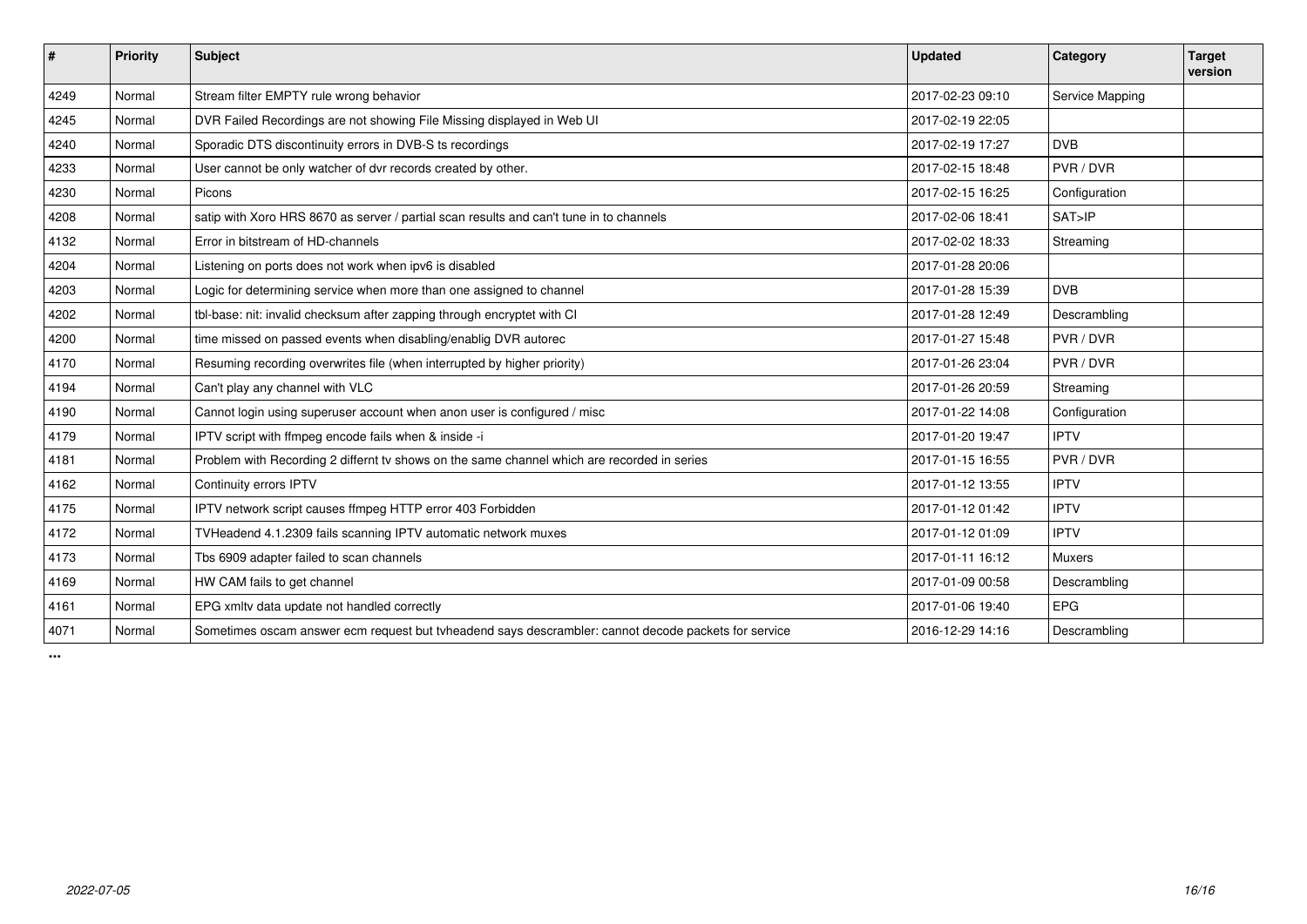| # | Priority | Subject | Updated | Category | Target version |
|---|---|---|---|---|---|
| 4249 | Normal | Stream filter EMPTY rule wrong behavior | 2017-02-23 09:10 | Service Mapping | |
| 4245 | Normal | DVR Failed Recordings are not showing File Missing displayed in Web UI | 2017-02-19 22:05 | | |
| 4240 | Normal | Sporadic DTS discontinuity errors in DVB-S ts recordings | 2017-02-19 17:27 | DVB | |
| 4233 | Normal | User cannot be only watcher of dvr records created by other. | 2017-02-15 18:48 | PVR / DVR | |
| 4230 | Normal | Picons | 2017-02-15 16:25 | Configuration | |
| 4208 | Normal | satip with Xoro HRS 8670 as server / partial scan results and can't tune in to channels | 2017-02-06 18:41 | SAT>IP | |
| 4132 | Normal | Error in bitstream of HD-channels | 2017-02-02 18:33 | Streaming | |
| 4204 | Normal | Listening on ports does not work when ipv6 is disabled | 2017-01-28 20:06 | | |
| 4203 | Normal | Logic for determining service when more than one assigned to channel | 2017-01-28 15:39 | DVB | |
| 4202 | Normal | tbl-base: nit: invalid checksum after zapping through encryptet with CI | 2017-01-28 12:49 | Descrambling | |
| 4200 | Normal | time missed on passed events when disabling/enablig DVR autorec | 2017-01-27 15:48 | PVR / DVR | |
| 4170 | Normal | Resuming recording overwrites file (when interrupted by higher priority) | 2017-01-26 23:04 | PVR / DVR | |
| 4194 | Normal | Can't play any channel with VLC | 2017-01-26 20:59 | Streaming | |
| 4190 | Normal | Cannot login using superuser account when anon user is configured / misc | 2017-01-22 14:08 | Configuration | |
| 4179 | Normal | IPTV script with ffmpeg encode fails when & inside -i | 2017-01-20 19:47 | IPTV | |
| 4181 | Normal | Problem with Recording 2 differnt tv shows on the same channel which are recorded in series | 2017-01-15 16:55 | PVR / DVR | |
| 4162 | Normal | Continuity errors IPTV | 2017-01-12 13:55 | IPTV | |
| 4175 | Normal | IPTV network script causes ffmpeg HTTP error 403 Forbidden | 2017-01-12 01:42 | IPTV | |
| 4172 | Normal | TVHeadend 4.1.2309 fails scanning IPTV automatic network muxes | 2017-01-12 01:09 | IPTV | |
| 4173 | Normal | Tbs 6909 adapter failed to scan channels | 2017-01-11 16:12 | Muxers | |
| 4169 | Normal | HW CAM fails to get channel | 2017-01-09 00:58 | Descrambling | |
| 4161 | Normal | EPG xmltv data update not handled correctly | 2017-01-06 19:40 | EPG | |
| 4071 | Normal | Sometimes oscam answer ecm request but tvheadend says descrambler: cannot decode packets for service | 2016-12-29 14:16 | Descrambling | |

...